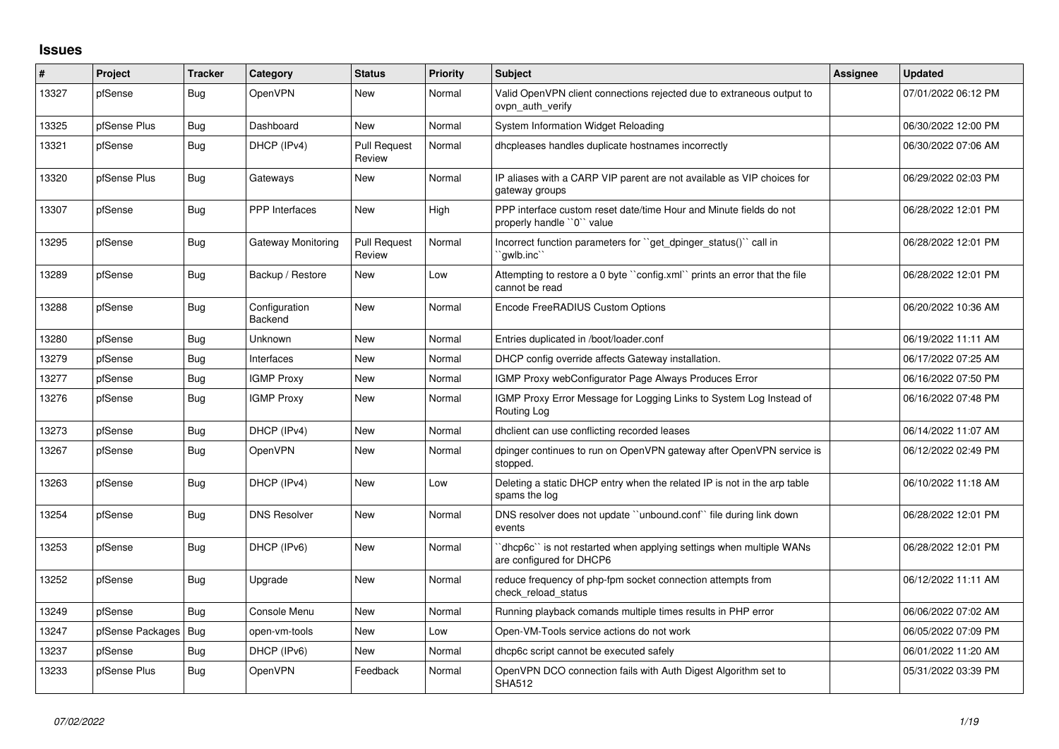## Issues

| # | Project | Tracker | Category | Status | Priority | Subject | Assignee | Updated |
|---|---|---|---|---|---|---|---|---|
| 13327 | pfSense | Bug | OpenVPN | New | Normal | Valid OpenVPN client connections rejected due to extraneous output to ovpn_auth_verify | | 07/01/2022 06:12 PM |
| 13325 | pfSense Plus | Bug | Dashboard | New | Normal | System Information Widget Reloading | | 06/30/2022 12:00 PM |
| 13321 | pfSense | Bug | DHCP (IPv4) | Pull Request Review | Normal | dhcpleases handles duplicate hostnames incorrectly | | 06/30/2022 07:06 AM |
| 13320 | pfSense Plus | Bug | Gateways | New | Normal | IP aliases with a CARP VIP parent are not available as VIP choices for gateway groups | | 06/29/2022 02:03 PM |
| 13307 | pfSense | Bug | PPP Interfaces | New | High | PPP interface custom reset date/time Hour and Minute fields do not properly handle ``0`` value | | 06/28/2022 12:01 PM |
| 13295 | pfSense | Bug | Gateway Monitoring | Pull Request Review | Normal | Incorrect function parameters for ``get_dpinger_status()`` call in ``gwlb.inc`` | | 06/28/2022 12:01 PM |
| 13289 | pfSense | Bug | Backup / Restore | New | Low | Attempting to restore a 0 byte ``config.xml`` prints an error that the file cannot be read | | 06/28/2022 12:01 PM |
| 13288 | pfSense | Bug | Configuration Backend | New | Normal | Encode FreeRADIUS Custom Options | | 06/20/2022 10:36 AM |
| 13280 | pfSense | Bug | Unknown | New | Normal | Entries duplicated in /boot/loader.conf | | 06/19/2022 11:11 AM |
| 13279 | pfSense | Bug | Interfaces | New | Normal | DHCP config override affects Gateway installation. | | 06/17/2022 07:25 AM |
| 13277 | pfSense | Bug | IGMP Proxy | New | Normal | IGMP Proxy webConfigurator Page Always Produces Error | | 06/16/2022 07:50 PM |
| 13276 | pfSense | Bug | IGMP Proxy | New | Normal | IGMP Proxy Error Message for Logging Links to System Log Instead of Routing Log | | 06/16/2022 07:48 PM |
| 13273 | pfSense | Bug | DHCP (IPv4) | New | Normal | dhclient can use conflicting recorded leases | | 06/14/2022 11:07 AM |
| 13267 | pfSense | Bug | OpenVPN | New | Normal | dpinger continues to run on OpenVPN gateway after OpenVPN service is stopped. | | 06/12/2022 02:49 PM |
| 13263 | pfSense | Bug | DHCP (IPv4) | New | Low | Deleting a static DHCP entry when the related IP is not in the arp table spams the log | | 06/10/2022 11:18 AM |
| 13254 | pfSense | Bug | DNS Resolver | New | Normal | DNS resolver does not update ``unbound.conf`` file during link down events | | 06/28/2022 12:01 PM |
| 13253 | pfSense | Bug | DHCP (IPv6) | New | Normal | ``dhcp6c`` is not restarted when applying settings when multiple WANs are configured for DHCP6 | | 06/28/2022 12:01 PM |
| 13252 | pfSense | Bug | Upgrade | New | Normal | reduce frequency of php-fpm socket connection attempts from check_reload_status | | 06/12/2022 11:11 AM |
| 13249 | pfSense | Bug | Console Menu | New | Normal | Running playback comands multiple times results in PHP error | | 06/06/2022 07:02 AM |
| 13247 | pfSense Packages | Bug | open-vm-tools | New | Low | Open-VM-Tools service actions do not work | | 06/05/2022 07:09 PM |
| 13237 | pfSense | Bug | DHCP (IPv6) | New | Normal | dhcp6c script cannot be executed safely | | 06/01/2022 11:20 AM |
| 13233 | pfSense Plus | Bug | OpenVPN | Feedback | Normal | OpenVPN DCO connection fails with Auth Digest Algorithm set to SHA512 | | 05/31/2022 03:39 PM |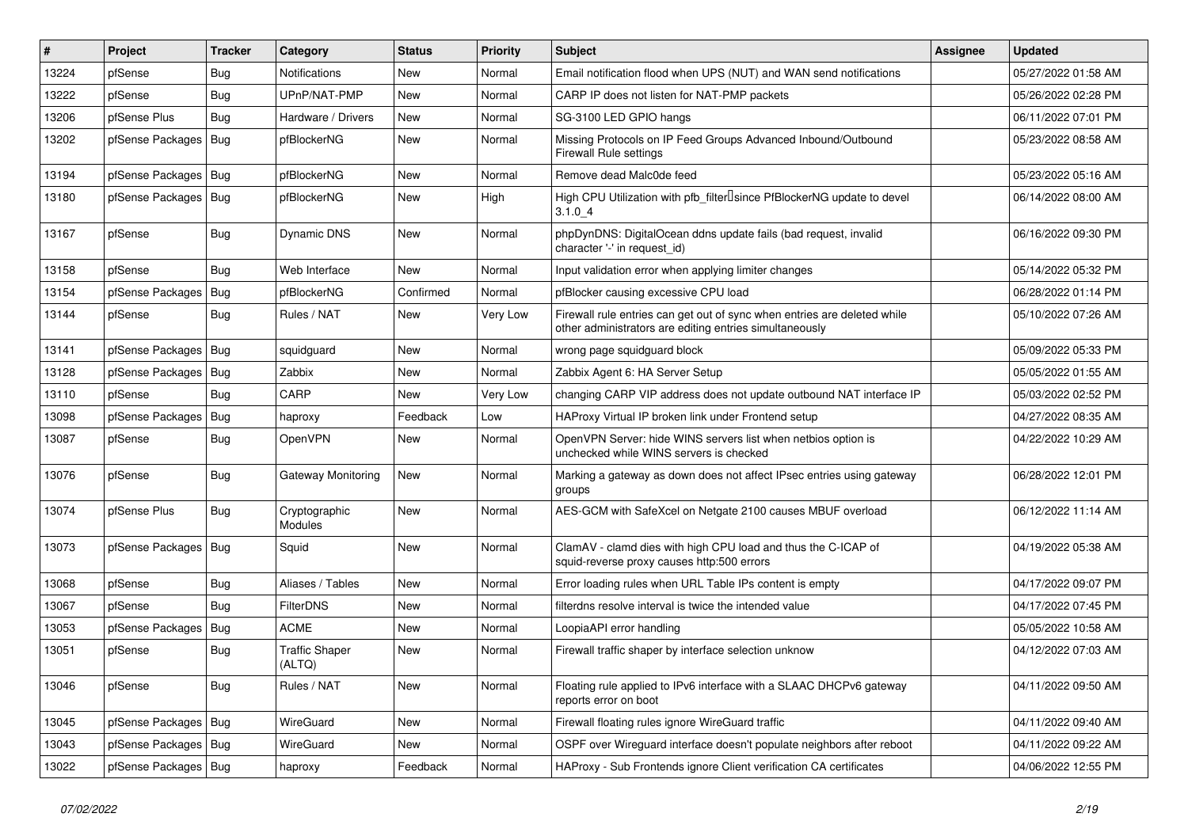| # | Project | Tracker | Category | Status | Priority | Subject | Assignee | Updated |
|---|---|---|---|---|---|---|---|---|
| 13224 | pfSense | Bug | Notifications | New | Normal | Email notification flood when UPS (NUT) and WAN send notifications | | 05/27/2022 01:58 AM |
| 13222 | pfSense | Bug | UPnP/NAT-PMP | New | Normal | CARP IP does not listen for NAT-PMP packets | | 05/26/2022 02:28 PM |
| 13206 | pfSense Plus | Bug | Hardware / Drivers | New | Normal | SG-3100 LED GPIO hangs | | 06/11/2022 07:01 PM |
| 13202 | pfSense Packages | Bug | pfBlockerNG | New | Normal | Missing Protocols on IP Feed Groups Advanced Inbound/Outbound Firewall Rule settings | | 05/23/2022 08:58 AM |
| 13194 | pfSense Packages | Bug | pfBlockerNG | New | Normal | Remove dead Malc0de feed | | 05/23/2022 05:16 AM |
| 13180 | pfSense Packages | Bug | pfBlockerNG | New | High | High CPU Utilization with pfb_filter since PfBlockerNG update to devel 3.1.0_4 | | 06/14/2022 08:00 AM |
| 13167 | pfSense | Bug | Dynamic DNS | New | Normal | phpDynDNS: DigitalOcean ddns update fails (bad request, invalid character '-' in request_id) | | 06/16/2022 09:30 PM |
| 13158 | pfSense | Bug | Web Interface | New | Normal | Input validation error when applying limiter changes | | 05/14/2022 05:32 PM |
| 13154 | pfSense Packages | Bug | pfBlockerNG | Confirmed | Normal | pfBlocker causing excessive CPU load | | 06/28/2022 01:14 PM |
| 13144 | pfSense | Bug | Rules / NAT | New | Very Low | Firewall rule entries can get out of sync when entries are deleted while other administrators are editing entries simultaneously | | 05/10/2022 07:26 AM |
| 13141 | pfSense Packages | Bug | squidguard | New | Normal | wrong page squidguard block | | 05/09/2022 05:33 PM |
| 13128 | pfSense Packages | Bug | Zabbix | New | Normal | Zabbix Agent 6: HA Server Setup | | 05/05/2022 01:55 AM |
| 13110 | pfSense | Bug | CARP | New | Very Low | changing CARP VIP address does not update outbound NAT interface IP | | 05/03/2022 02:52 PM |
| 13098 | pfSense Packages | Bug | haproxy | Feedback | Low | HAProxy Virtual IP broken link under Frontend setup | | 04/27/2022 08:35 AM |
| 13087 | pfSense | Bug | OpenVPN | New | Normal | OpenVPN Server: hide WINS servers list when netbios option is unchecked while WINS servers is checked | | 04/22/2022 10:29 AM |
| 13076 | pfSense | Bug | Gateway Monitoring | New | Normal | Marking a gateway as down does not affect IPsec entries using gateway groups | | 06/28/2022 12:01 PM |
| 13074 | pfSense Plus | Bug | Cryptographic Modules | New | Normal | AES-GCM with SafeXcel on Netgate 2100 causes MBUF overload | | 06/12/2022 11:14 AM |
| 13073 | pfSense Packages | Bug | Squid | New | Normal | ClamAV - clamd dies with high CPU load and thus the C-ICAP of squid-reverse proxy causes http:500 errors | | 04/19/2022 05:38 AM |
| 13068 | pfSense | Bug | Aliases / Tables | New | Normal | Error loading rules when URL Table IPs content is empty | | 04/17/2022 09:07 PM |
| 13067 | pfSense | Bug | FilterDNS | New | Normal | filterdns resolve interval is twice the intended value | | 04/17/2022 07:45 PM |
| 13053 | pfSense Packages | Bug | ACME | New | Normal | LoopiaAPI error handling | | 05/05/2022 10:58 AM |
| 13051 | pfSense | Bug | Traffic Shaper (ALTQ) | New | Normal | Firewall traffic shaper by interface selection unknow | | 04/12/2022 07:03 AM |
| 13046 | pfSense | Bug | Rules / NAT | New | Normal | Floating rule applied to IPv6 interface with a SLAAC DHCPv6 gateway reports error on boot | | 04/11/2022 09:50 AM |
| 13045 | pfSense Packages | Bug | WireGuard | New | Normal | Firewall floating rules ignore WireGuard traffic | | 04/11/2022 09:40 AM |
| 13043 | pfSense Packages | Bug | WireGuard | New | Normal | OSPF over Wireguard interface doesn't populate neighbors after reboot | | 04/11/2022 09:22 AM |
| 13022 | pfSense Packages | Bug | haproxy | Feedback | Normal | HAProxy - Sub Frontends ignore Client verification CA certificates | | 04/06/2022 12:55 PM |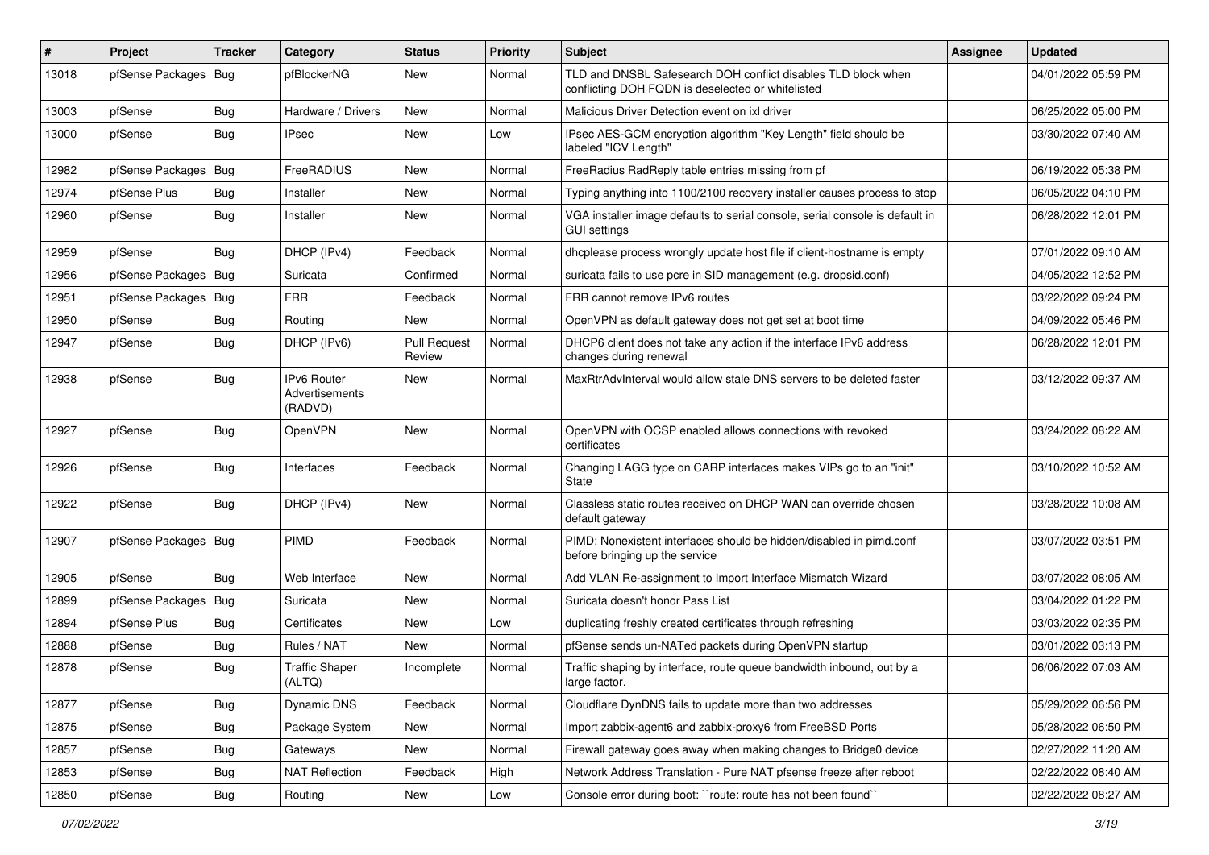| # | Project | Tracker | Category | Status | Priority | Subject | Assignee | Updated |
|---|---|---|---|---|---|---|---|---|
| 13018 | pfSense Packages | Bug | pfBlockerNG | New | Normal | TLD and DNSBL Safesearch DOH conflict disables TLD block when conflicting DOH FQDN is deselected or whitelisted | | 04/01/2022 05:59 PM |
| 13003 | pfSense | Bug | Hardware / Drivers | New | Normal | Malicious Driver Detection event on ixl driver | | 06/25/2022 05:00 PM |
| 13000 | pfSense | Bug | IPsec | New | Low | IPsec AES-GCM encryption algorithm "Key Length" field should be labeled "ICV Length" | | 03/30/2022 07:40 AM |
| 12982 | pfSense Packages | Bug | FreeRADIUS | New | Normal | FreeRadius RadReply table entries missing from pf | | 06/19/2022 05:38 PM |
| 12974 | pfSense Plus | Bug | Installer | New | Normal | Typing anything into 1100/2100 recovery installer causes process to stop | | 06/05/2022 04:10 PM |
| 12960 | pfSense | Bug | Installer | New | Normal | VGA installer image defaults to serial console, serial console is default in GUI settings | | 06/28/2022 12:01 PM |
| 12959 | pfSense | Bug | DHCP (IPv4) | Feedback | Normal | dhcplease process wrongly update host file if client-hostname is empty | | 07/01/2022 09:10 AM |
| 12956 | pfSense Packages | Bug | Suricata | Confirmed | Normal | suricata fails to use pcre in SID management (e.g. dropsid.conf) | | 04/05/2022 12:52 PM |
| 12951 | pfSense Packages | Bug | FRR | Feedback | Normal | FRR cannot remove IPv6 routes | | 03/22/2022 09:24 PM |
| 12950 | pfSense | Bug | Routing | New | Normal | OpenVPN as default gateway does not get set at boot time | | 04/09/2022 05:46 PM |
| 12947 | pfSense | Bug | DHCP (IPv6) | Pull Request Review | Normal | DHCP6 client does not take any action if the interface IPv6 address changes during renewal | | 06/28/2022 12:01 PM |
| 12938 | pfSense | Bug | IPv6 Router Advertisements (RADVD) | New | Normal | MaxRtrAdvInterval would allow stale DNS servers to be deleted faster | | 03/12/2022 09:37 AM |
| 12927 | pfSense | Bug | OpenVPN | New | Normal | OpenVPN with OCSP enabled allows connections with revoked certificates | | 03/24/2022 08:22 AM |
| 12926 | pfSense | Bug | Interfaces | Feedback | Normal | Changing LAGG type on CARP interfaces makes VIPs go to an "init" State | | 03/10/2022 10:52 AM |
| 12922 | pfSense | Bug | DHCP (IPv4) | New | Normal | Classless static routes received on DHCP WAN can override chosen default gateway | | 03/28/2022 10:08 AM |
| 12907 | pfSense Packages | Bug | PIMD | Feedback | Normal | PIMD: Nonexistent interfaces should be hidden/disabled in pimd.conf before bringing up the service | | 03/07/2022 03:51 PM |
| 12905 | pfSense | Bug | Web Interface | New | Normal | Add VLAN Re-assignment to Import Interface Mismatch Wizard | | 03/07/2022 08:05 AM |
| 12899 | pfSense Packages | Bug | Suricata | New | Normal | Suricata doesn't honor Pass List | | 03/04/2022 01:22 PM |
| 12894 | pfSense Plus | Bug | Certificates | New | Low | duplicating freshly created certificates through refreshing | | 03/03/2022 02:35 PM |
| 12888 | pfSense | Bug | Rules / NAT | New | Normal | pfSense sends un-NATed packets during OpenVPN startup | | 03/01/2022 03:13 PM |
| 12878 | pfSense | Bug | Traffic Shaper (ALTQ) | Incomplete | Normal | Traffic shaping by interface, route queue bandwidth inbound, out by a large factor. | | 06/06/2022 07:03 AM |
| 12877 | pfSense | Bug | Dynamic DNS | Feedback | Normal | Cloudflare DynDNS fails to update more than two addresses | | 05/29/2022 06:56 PM |
| 12875 | pfSense | Bug | Package System | New | Normal | Import zabbix-agent6 and zabbix-proxy6 from FreeBSD Ports | | 05/28/2022 06:50 PM |
| 12857 | pfSense | Bug | Gateways | New | Normal | Firewall gateway goes away when making changes to Bridge0 device | | 02/27/2022 11:20 AM |
| 12853 | pfSense | Bug | NAT Reflection | Feedback | High | Network Address Translation - Pure NAT pfsense freeze after reboot | | 02/22/2022 08:40 AM |
| 12850 | pfSense | Bug | Routing | New | Low | Console error during boot: ``route: route has not been found`` | | 02/22/2022 08:27 AM |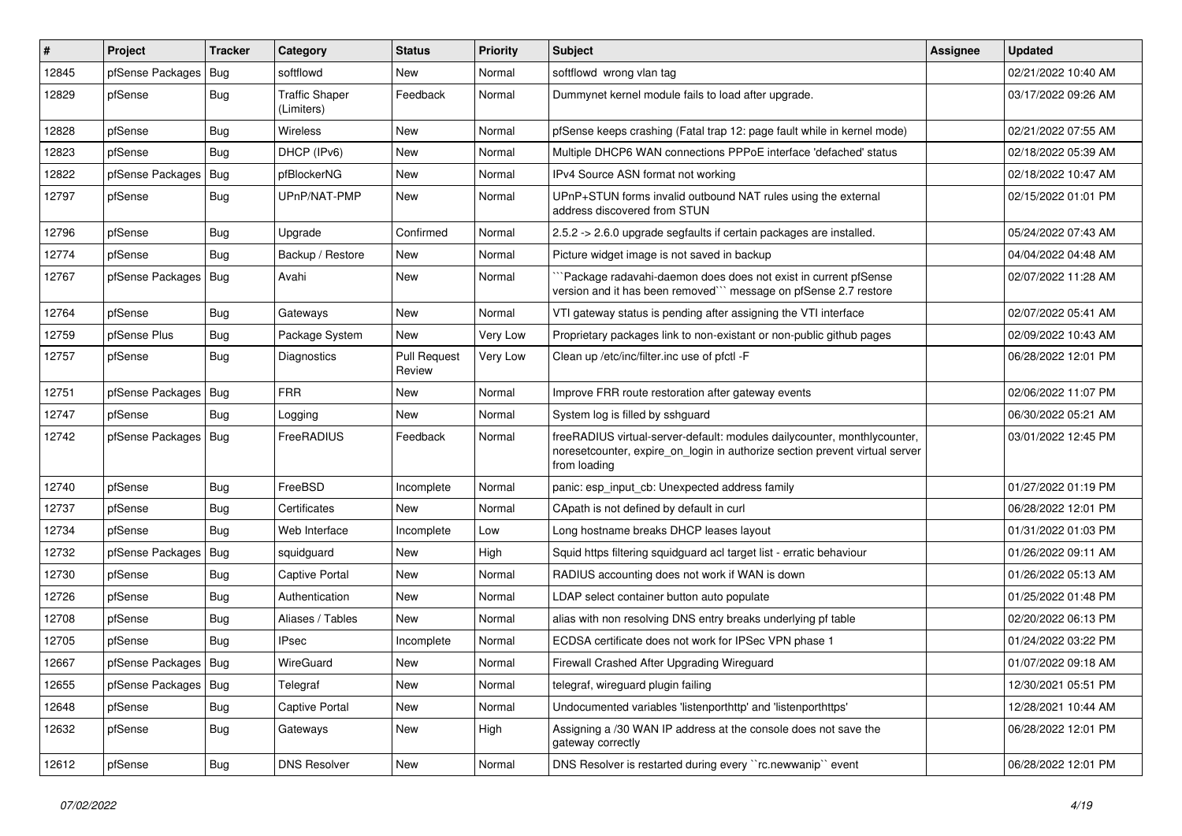| # | Project | Tracker | Category | Status | Priority | Subject | Assignee | Updated |
|---|---|---|---|---|---|---|---|---|
| 12845 | pfSense Packages | Bug | softflowd | New | Normal | softflowd wrong vlan tag | | 02/21/2022 10:40 AM |
| 12829 | pfSense | Bug | Traffic Shaper (Limiters) | Feedback | Normal | Dummynet kernel module fails to load after upgrade. | | 03/17/2022 09:26 AM |
| 12828 | pfSense | Bug | Wireless | New | Normal | pfSense keeps crashing (Fatal trap 12: page fault while in kernel mode) | | 02/21/2022 07:55 AM |
| 12823 | pfSense | Bug | DHCP (IPv6) | New | Normal | Multiple DHCP6 WAN connections PPPoE interface 'defached' status | | 02/18/2022 05:39 AM |
| 12822 | pfSense Packages | Bug | pfBlockerNG | New | Normal | IPv4 Source ASN format not working | | 02/18/2022 10:47 AM |
| 12797 | pfSense | Bug | UPnP/NAT-PMP | New | Normal | UPnP+STUN forms invalid outbound NAT rules using the external address discovered from STUN | | 02/15/2022 01:01 PM |
| 12796 | pfSense | Bug | Upgrade | Confirmed | Normal | 2.5.2 -> 2.6.0 upgrade segfaults if certain packages are installed. | | 05/24/2022 07:43 AM |
| 12774 | pfSense | Bug | Backup / Restore | New | Normal | Picture widget image is not saved in backup | | 04/04/2022 04:48 AM |
| 12767 | pfSense Packages | Bug | Avahi | New | Normal | ```Package radavahi-daemon does does not exist in current pfSense version and it has been removed``` message on pfSense 2.7 restore | | 02/07/2022 11:28 AM |
| 12764 | pfSense | Bug | Gateways | New | Normal | VTI gateway status is pending after assigning the VTI interface | | 02/07/2022 05:41 AM |
| 12759 | pfSense Plus | Bug | Package System | New | Very Low | Proprietary packages link to non-existant or non-public github pages | | 02/09/2022 10:43 AM |
| 12757 | pfSense | Bug | Diagnostics | Pull Request Review | Very Low | Clean up /etc/inc/filter.inc use of pfctl -F | | 06/28/2022 12:01 PM |
| 12751 | pfSense Packages | Bug | FRR | New | Normal | Improve FRR route restoration after gateway events | | 02/06/2022 11:07 PM |
| 12747 | pfSense | Bug | Logging | New | Normal | System log is filled by sshguard | | 06/30/2022 05:21 AM |
| 12742 | pfSense Packages | Bug | FreeRADIUS | Feedback | Normal | freeRADIUS virtual-server-default: modules dailycounter, monthlycounter, noresetcounter, expire_on_login in authorize section prevent virtual server from loading | | 03/01/2022 12:45 PM |
| 12740 | pfSense | Bug | FreeBSD | Incomplete | Normal | panic: esp_input_cb: Unexpected address family | | 01/27/2022 01:19 PM |
| 12737 | pfSense | Bug | Certificates | New | Normal | CApath is not defined by default in curl | | 06/28/2022 12:01 PM |
| 12734 | pfSense | Bug | Web Interface | Incomplete | Low | Long hostname breaks DHCP leases layout | | 01/31/2022 01:03 PM |
| 12732 | pfSense Packages | Bug | squidguard | New | High | Squid https filtering squidguard acl target list - erratic behaviour | | 01/26/2022 09:11 AM |
| 12730 | pfSense | Bug | Captive Portal | New | Normal | RADIUS accounting does not work if WAN is down | | 01/26/2022 05:13 AM |
| 12726 | pfSense | Bug | Authentication | New | Normal | LDAP select container button auto populate | | 01/25/2022 01:48 PM |
| 12708 | pfSense | Bug | Aliases / Tables | New | Normal | alias with non resolving DNS entry breaks underlying pf table | | 02/20/2022 06:13 PM |
| 12705 | pfSense | Bug | IPsec | Incomplete | Normal | ECDSA certificate does not work for IPSec VPN phase 1 | | 01/24/2022 03:22 PM |
| 12667 | pfSense Packages | Bug | WireGuard | New | Normal | Firewall Crashed After Upgrading Wireguard | | 01/07/2022 09:18 AM |
| 12655 | pfSense Packages | Bug | Telegraf | New | Normal | telegraf, wireguard plugin failing | | 12/30/2021 05:51 PM |
| 12648 | pfSense | Bug | Captive Portal | New | Normal | Undocumented variables 'listenporthttp' and 'listenporthttps' | | 12/28/2021 10:44 AM |
| 12632 | pfSense | Bug | Gateways | New | High | Assigning a /30 WAN IP address at the console does not save the gateway correctly | | 06/28/2022 12:01 PM |
| 12612 | pfSense | Bug | DNS Resolver | New | Normal | DNS Resolver is restarted during every ``rc.newwanip`` event | | 06/28/2022 12:01 PM |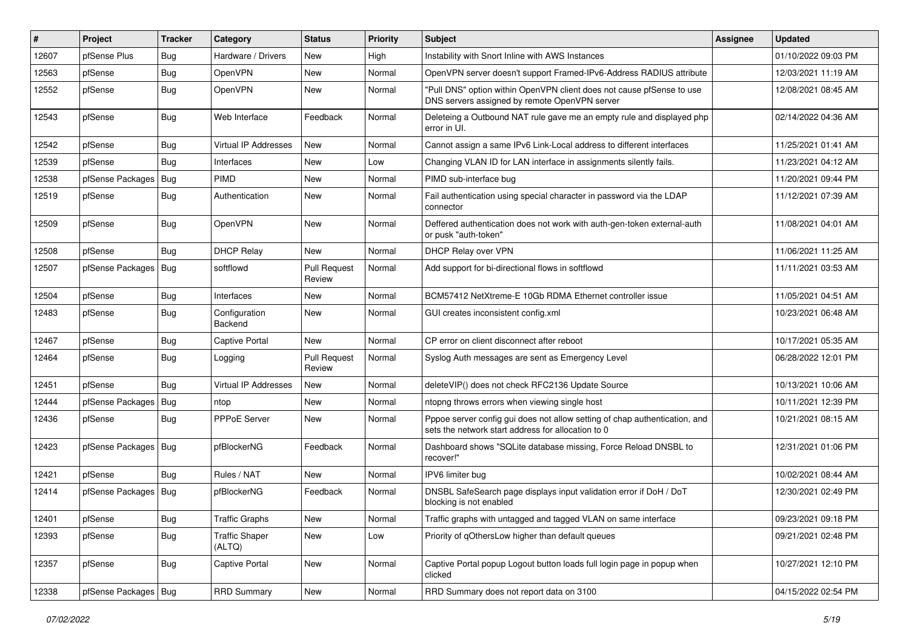| # | Project | Tracker | Category | Status | Priority | Subject | Assignee | Updated |
|---|---|---|---|---|---|---|---|---|
| 12607 | pfSense Plus | Bug | Hardware / Drivers | New | High | Instability with Snort Inline with AWS Instances | | 01/10/2022 09:03 PM |
| 12563 | pfSense | Bug | OpenVPN | New | Normal | OpenVPN server doesn't support Framed-IPv6-Address RADIUS attribute | | 12/03/2021 11:19 AM |
| 12552 | pfSense | Bug | OpenVPN | New | Normal | "Pull DNS" option within OpenVPN client does not cause pfSense to use DNS servers assigned by remote OpenVPN server | | 12/08/2021 08:45 AM |
| 12543 | pfSense | Bug | Web Interface | Feedback | Normal | Deleteing a Outbound NAT rule gave me an empty rule and displayed php error in UI. | | 02/14/2022 04:36 AM |
| 12542 | pfSense | Bug | Virtual IP Addresses | New | Normal | Cannot assign a same IPv6 Link-Local address to different interfaces | | 11/25/2021 01:41 AM |
| 12539 | pfSense | Bug | Interfaces | New | Low | Changing VLAN ID for LAN interface in assignments silently fails. | | 11/23/2021 04:12 AM |
| 12538 | pfSense Packages | Bug | PIMD | New | Normal | PIMD sub-interface bug | | 11/20/2021 09:44 PM |
| 12519 | pfSense | Bug | Authentication | New | Normal | Fail authentication using special character in password via the LDAP connector | | 11/12/2021 07:39 AM |
| 12509 | pfSense | Bug | OpenVPN | New | Normal | Deffered authentication does not work with auth-gen-token external-auth or pusk "auth-token" | | 11/08/2021 04:01 AM |
| 12508 | pfSense | Bug | DHCP Relay | New | Normal | DHCP Relay over VPN | | 11/06/2021 11:25 AM |
| 12507 | pfSense Packages | Bug | softflowd | Pull Request Review | Normal | Add support for bi-directional flows in softflowd | | 11/11/2021 03:53 AM |
| 12504 | pfSense | Bug | Interfaces | New | Normal | BCM57412 NetXtreme-E 10Gb RDMA Ethernet controller issue | | 11/05/2021 04:51 AM |
| 12483 | pfSense | Bug | Configuration Backend | New | Normal | GUI creates inconsistent config.xml | | 10/23/2021 06:48 AM |
| 12467 | pfSense | Bug | Captive Portal | New | Normal | CP error on client disconnect after reboot | | 10/17/2021 05:35 AM |
| 12464 | pfSense | Bug | Logging | Pull Request Review | Normal | Syslog Auth messages are sent as Emergency Level | | 06/28/2022 12:01 PM |
| 12451 | pfSense | Bug | Virtual IP Addresses | New | Normal | deleteVIP() does not check RFC2136 Update Source | | 10/13/2021 10:06 AM |
| 12444 | pfSense Packages | Bug | ntop | New | Normal | ntopng throws errors when viewing single host | | 10/11/2021 12:39 PM |
| 12436 | pfSense | Bug | PPPoE Server | New | Normal | Pppoe server config gui does not allow setting of chap authentication, and sets the network start address for allocation to 0 | | 10/21/2021 08:15 AM |
| 12423 | pfSense Packages | Bug | pfBlockerNG | Feedback | Normal | Dashboard shows "SQLite database missing, Force Reload DNSBL to recover!" | | 12/31/2021 01:06 PM |
| 12421 | pfSense | Bug | Rules / NAT | New | Normal | IPV6 limiter bug | | 10/02/2021 08:44 AM |
| 12414 | pfSense Packages | Bug | pfBlockerNG | Feedback | Normal | DNSBL SafeSearch page displays input validation error if DoH / DoT blocking is not enabled | | 12/30/2021 02:49 PM |
| 12401 | pfSense | Bug | Traffic Graphs | New | Normal | Traffic graphs with untagged and tagged VLAN on same interface | | 09/23/2021 09:18 PM |
| 12393 | pfSense | Bug | Traffic Shaper (ALTQ) | New | Low | Priority of qOthersLow higher than default queues | | 09/21/2021 02:48 PM |
| 12357 | pfSense | Bug | Captive Portal | New | Normal | Captive Portal popup Logout button loads full login page in popup when clicked | | 10/27/2021 12:10 PM |
| 12338 | pfSense Packages | Bug | RRD Summary | New | Normal | RRD Summary does not report data on 3100 | | 04/15/2022 02:54 PM |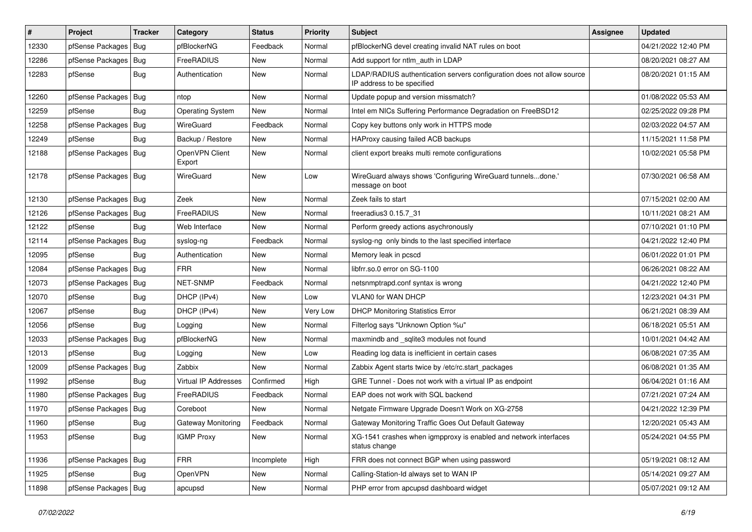| # | Project | Tracker | Category | Status | Priority | Subject | Assignee | Updated |
|---|---|---|---|---|---|---|---|---|
| 12330 | pfSense Packages | Bug | pfBlockerNG | Feedback | Normal | pfBlockerNG devel creating invalid NAT rules on boot | | 04/21/2022 12:40 PM |
| 12286 | pfSense Packages | Bug | FreeRADIUS | New | Normal | Add support for ntlm_auth in LDAP | | 08/20/2021 08:27 AM |
| 12283 | pfSense | Bug | Authentication | New | Normal | LDAP/RADIUS authentication servers configuration does not allow source IP address to be specified | | 08/20/2021 01:15 AM |
| 12260 | pfSense Packages | Bug | ntop | New | Normal | Update popup and version missmatch? | | 01/08/2022 05:53 AM |
| 12259 | pfSense | Bug | Operating System | New | Normal | Intel em NICs Suffering Performance Degradation on FreeBSD12 | | 02/25/2022 09:28 PM |
| 12258 | pfSense Packages | Bug | WireGuard | Feedback | Normal | Copy key buttons only work in HTTPS mode | | 02/03/2022 04:57 AM |
| 12249 | pfSense | Bug | Backup / Restore | New | Normal | HAProxy causing failed ACB backups | | 11/15/2021 11:58 PM |
| 12188 | pfSense Packages | Bug | OpenVPN Client Export | New | Normal | client export breaks multi remote configurations | | 10/02/2021 05:58 PM |
| 12178 | pfSense Packages | Bug | WireGuard | New | Low | WireGuard always shows 'Configuring WireGuard tunnels...done.' message on boot | | 07/30/2021 06:58 AM |
| 12130 | pfSense Packages | Bug | Zeek | New | Normal | Zeek fails to start | | 07/15/2021 02:00 AM |
| 12126 | pfSense Packages | Bug | FreeRADIUS | New | Normal | freeradius3 0.15.7_31 | | 10/11/2021 08:21 AM |
| 12122 | pfSense | Bug | Web Interface | New | Normal | Perform greedy actions asychronously | | 07/10/2021 01:10 PM |
| 12114 | pfSense Packages | Bug | syslog-ng | Feedback | Normal | syslog-ng only binds to the last specified interface | | 04/21/2022 12:40 PM |
| 12095 | pfSense | Bug | Authentication | New | Normal | Memory leak in pcscd | | 06/01/2022 01:01 PM |
| 12084 | pfSense Packages | Bug | FRR | New | Normal | libfrr.so.0 error on SG-1100 | | 06/26/2021 08:22 AM |
| 12073 | pfSense Packages | Bug | NET-SNMP | Feedback | Normal | netsnmptrapd.conf syntax is wrong | | 04/21/2022 12:40 PM |
| 12070 | pfSense | Bug | DHCP (IPv4) | New | Low | VLAN0 for WAN DHCP | | 12/23/2021 04:31 PM |
| 12067 | pfSense | Bug | DHCP (IPv4) | New | Very Low | DHCP Monitoring Statistics Error | | 06/21/2021 08:39 AM |
| 12056 | pfSense | Bug | Logging | New | Normal | Filterlog says "Unknown Option %u" | | 06/18/2021 05:51 AM |
| 12033 | pfSense Packages | Bug | pfBlockerNG | New | Normal | maxmindb and _sqlite3 modules not found | | 10/01/2021 04:42 AM |
| 12013 | pfSense | Bug | Logging | New | Low | Reading log data is inefficient in certain cases | | 06/08/2021 07:35 AM |
| 12009 | pfSense Packages | Bug | Zabbix | New | Normal | Zabbix Agent starts twice by /etc/rc.start_packages | | 06/08/2021 01:35 AM |
| 11992 | pfSense | Bug | Virtual IP Addresses | Confirmed | High | GRE Tunnel - Does not work with a virtual IP as endpoint | | 06/04/2021 01:16 AM |
| 11980 | pfSense Packages | Bug | FreeRADIUS | Feedback | Normal | EAP does not work with SQL backend | | 07/21/2021 07:24 AM |
| 11970 | pfSense Packages | Bug | Coreboot | New | Normal | Netgate Firmware Upgrade Doesn't Work on XG-2758 | | 04/21/2022 12:39 PM |
| 11960 | pfSense | Bug | Gateway Monitoring | Feedback | Normal | Gateway Monitoring Traffic Goes Out Default Gateway | | 12/20/2021 05:43 AM |
| 11953 | pfSense | Bug | IGMP Proxy | New | Normal | XG-1541 crashes when igmpproxy is enabled and network interfaces status change | | 05/24/2021 04:55 PM |
| 11936 | pfSense Packages | Bug | FRR | Incomplete | High | FRR does not connect BGP when using password | | 05/19/2021 08:12 AM |
| 11925 | pfSense | Bug | OpenVPN | New | Normal | Calling-Station-Id always set to WAN IP | | 05/14/2021 09:27 AM |
| 11898 | pfSense Packages | Bug | apcupsd | New | Normal | PHP error from apcupsd dashboard widget | | 05/07/2021 09:12 AM |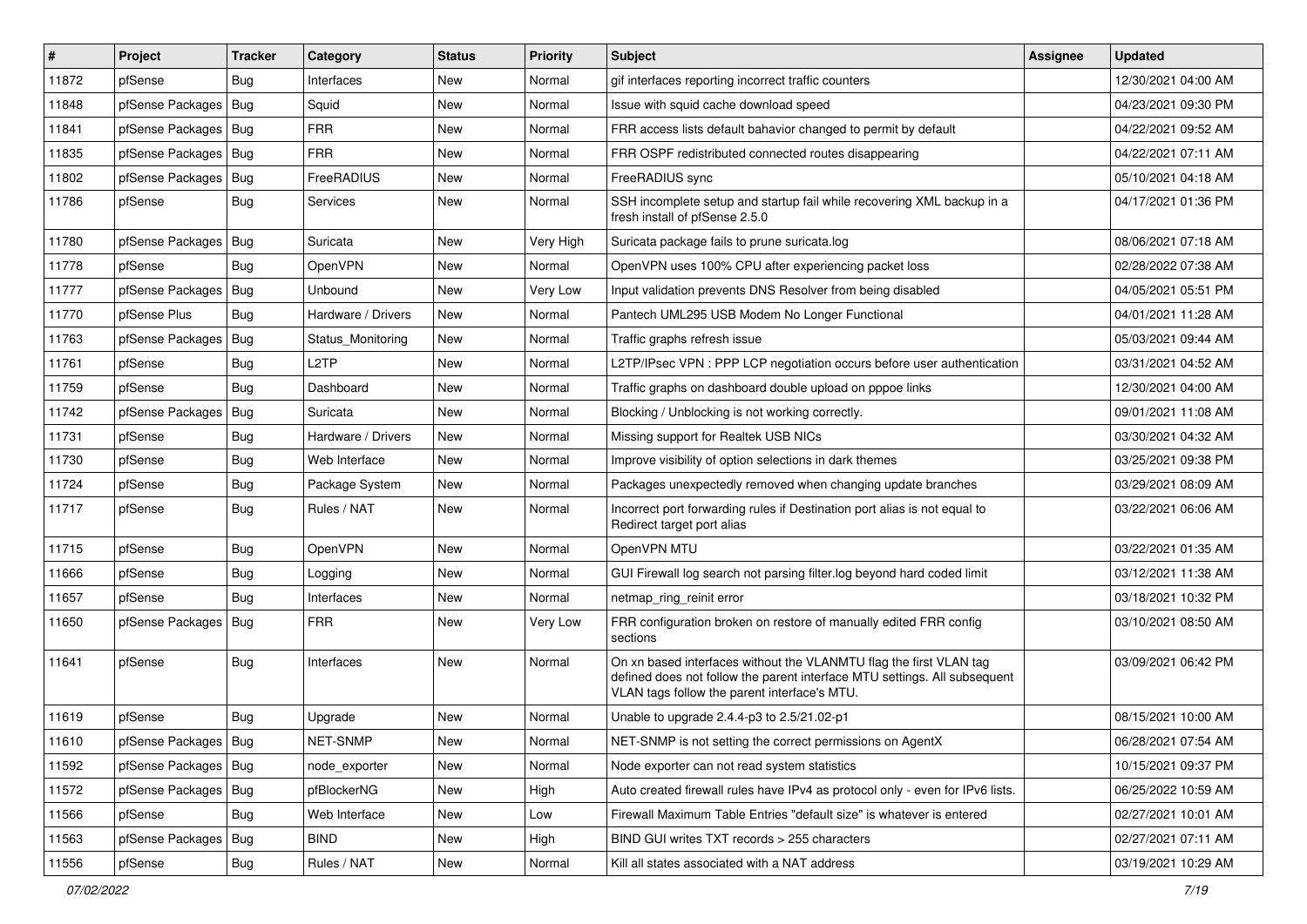| # | Project | Tracker | Category | Status | Priority | Subject | Assignee | Updated |
|---|---|---|---|---|---|---|---|---|
| 11872 | pfSense | Bug | Interfaces | New | Normal | gif interfaces reporting incorrect traffic counters | | 12/30/2021 04:00 AM |
| 11848 | pfSense Packages | Bug | Squid | New | Normal | Issue with squid cache download speed | | 04/23/2021 09:30 PM |
| 11841 | pfSense Packages | Bug | FRR | New | Normal | FRR access lists default bahavior changed to permit by default | | 04/22/2021 09:52 AM |
| 11835 | pfSense Packages | Bug | FRR | New | Normal | FRR OSPF redistributed connected routes disappearing | | 04/22/2021 07:11 AM |
| 11802 | pfSense Packages | Bug | FreeRADIUS | New | Normal | FreeRADIUS sync | | 05/10/2021 04:18 AM |
| 11786 | pfSense | Bug | Services | New | Normal | SSH incomplete setup and startup fail while recovering XML backup in a fresh install of pfSense 2.5.0 | | 04/17/2021 01:36 PM |
| 11780 | pfSense Packages | Bug | Suricata | New | Very High | Suricata package fails to prune suricata.log | | 08/06/2021 07:18 AM |
| 11778 | pfSense | Bug | OpenVPN | New | Normal | OpenVPN uses 100% CPU after experiencing packet loss | | 02/28/2022 07:38 AM |
| 11777 | pfSense Packages | Bug | Unbound | New | Very Low | Input validation prevents DNS Resolver from being disabled | | 04/05/2021 05:51 PM |
| 11770 | pfSense Plus | Bug | Hardware / Drivers | New | Normal | Pantech UML295 USB Modem No Longer Functional | | 04/01/2021 11:28 AM |
| 11763 | pfSense Packages | Bug | Status_Monitoring | New | Normal | Traffic graphs refresh issue | | 05/03/2021 09:44 AM |
| 11761 | pfSense | Bug | L2TP | New | Normal | L2TP/IPsec VPN : PPP LCP negotiation occurs before user authentication | | 03/31/2021 04:52 AM |
| 11759 | pfSense | Bug | Dashboard | New | Normal | Traffic graphs on dashboard double upload on pppoe links | | 12/30/2021 04:00 AM |
| 11742 | pfSense Packages | Bug | Suricata | New | Normal | Blocking / Unblocking is not working correctly. | | 09/01/2021 11:08 AM |
| 11731 | pfSense | Bug | Hardware / Drivers | New | Normal | Missing support for Realtek USB NICs | | 03/30/2021 04:32 AM |
| 11730 | pfSense | Bug | Web Interface | New | Normal | Improve visibility of option selections in dark themes | | 03/25/2021 09:38 PM |
| 11724 | pfSense | Bug | Package System | New | Normal | Packages unexpectedly removed when changing update branches | | 03/29/2021 08:09 AM |
| 11717 | pfSense | Bug | Rules / NAT | New | Normal | Incorrect port forwarding rules if Destination port alias is not equal to Redirect target port alias | | 03/22/2021 06:06 AM |
| 11715 | pfSense | Bug | OpenVPN | New | Normal | OpenVPN MTU | | 03/22/2021 01:35 AM |
| 11666 | pfSense | Bug | Logging | New | Normal | GUI Firewall log search not parsing filter.log beyond hard coded limit | | 03/12/2021 11:38 AM |
| 11657 | pfSense | Bug | Interfaces | New | Normal | netmap_ring_reinit error | | 03/18/2021 10:32 PM |
| 11650 | pfSense Packages | Bug | FRR | New | Very Low | FRR configuration broken on restore of manually edited FRR config sections | | 03/10/2021 08:50 AM |
| 11641 | pfSense | Bug | Interfaces | New | Normal | On xn based interfaces without the VLANMTU flag the first VLAN tag defined does not follow the parent interface MTU settings. All subsequent VLAN tags follow the parent interface's MTU. | | 03/09/2021 06:42 PM |
| 11619 | pfSense | Bug | Upgrade | New | Normal | Unable to upgrade 2.4.4-p3 to 2.5/21.02-p1 | | 08/15/2021 10:00 AM |
| 11610 | pfSense Packages | Bug | NET-SNMP | New | Normal | NET-SNMP is not setting the correct permissions on AgentX | | 06/28/2021 07:54 AM |
| 11592 | pfSense Packages | Bug | node_exporter | New | Normal | Node exporter can not read system statistics | | 10/15/2021 09:37 PM |
| 11572 | pfSense Packages | Bug | pfBlockerNG | New | High | Auto created firewall rules have IPv4 as protocol only - even for IPv6 lists. | | 06/25/2022 10:59 AM |
| 11566 | pfSense | Bug | Web Interface | New | Low | Firewall Maximum Table Entries "default size" is whatever is entered | | 02/27/2021 10:01 AM |
| 11563 | pfSense Packages | Bug | BIND | New | High | BIND GUI writes TXT records > 255 characters | | 02/27/2021 07:11 AM |
| 11556 | pfSense | Bug | Rules / NAT | New | Normal | Kill all states associated with a NAT address | | 03/19/2021 10:29 AM |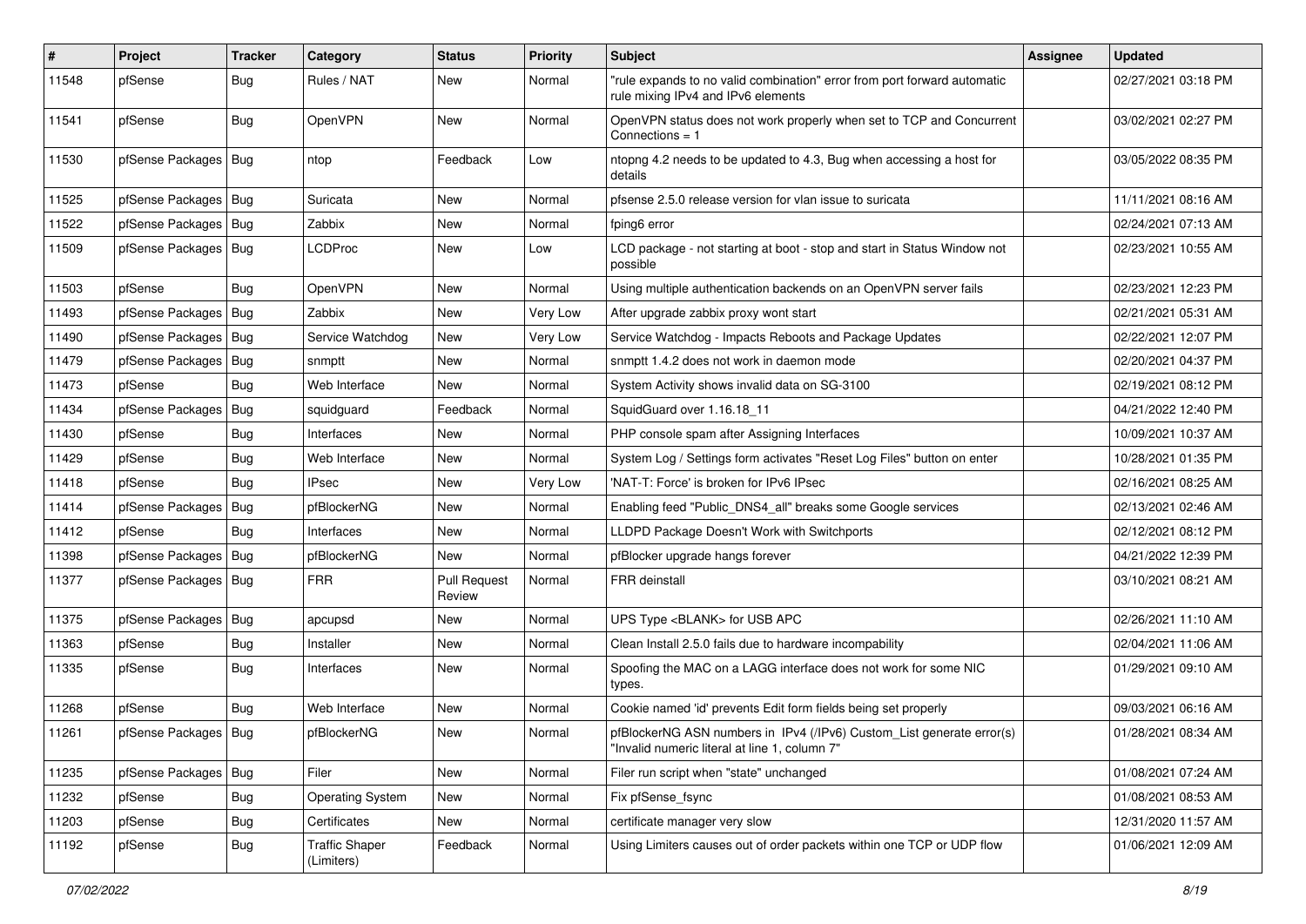| # | Project | Tracker | Category | Status | Priority | Subject | Assignee | Updated |
|---|---|---|---|---|---|---|---|---|
| 11548 | pfSense | Bug | Rules / NAT | New | Normal | "rule expands to no valid combination" error from port forward automatic rule mixing IPv4 and IPv6 elements | | 02/27/2021 03:18 PM |
| 11541 | pfSense | Bug | OpenVPN | New | Normal | OpenVPN status does not work properly when set to TCP and Concurrent Connections = 1 | | 03/02/2021 02:27 PM |
| 11530 | pfSense Packages | Bug | ntop | Feedback | Low | ntopng 4.2 needs to be updated to 4.3, Bug when accessing a host for details | | 03/05/2022 08:35 PM |
| 11525 | pfSense Packages | Bug | Suricata | New | Normal | pfsense 2.5.0 release version for vlan issue to suricata | | 11/11/2021 08:16 AM |
| 11522 | pfSense Packages | Bug | Zabbix | New | Normal | fping6 error | | 02/24/2021 07:13 AM |
| 11509 | pfSense Packages | Bug | LCDProc | New | Low | LCD package - not starting at boot - stop and start in Status Window not possible | | 02/23/2021 10:55 AM |
| 11503 | pfSense | Bug | OpenVPN | New | Normal | Using multiple authentication backends on an OpenVPN server fails | | 02/23/2021 12:23 PM |
| 11493 | pfSense Packages | Bug | Zabbix | New | Very Low | After upgrade zabbix proxy wont start | | 02/21/2021 05:31 AM |
| 11490 | pfSense Packages | Bug | Service Watchdog | New | Very Low | Service Watchdog - Impacts Reboots and Package Updates | | 02/22/2021 12:07 PM |
| 11479 | pfSense Packages | Bug | snmptt | New | Normal | snmptt 1.4.2 does not work in daemon mode | | 02/20/2021 04:37 PM |
| 11473 | pfSense | Bug | Web Interface | New | Normal | System Activity shows invalid data on SG-3100 | | 02/19/2021 08:12 PM |
| 11434 | pfSense Packages | Bug | squidguard | Feedback | Normal | SquidGuard over 1.16.18_11 | | 04/21/2022 12:40 PM |
| 11430 | pfSense | Bug | Interfaces | New | Normal | PHP console spam after Assigning Interfaces | | 10/09/2021 10:37 AM |
| 11429 | pfSense | Bug | Web Interface | New | Normal | System Log / Settings form activates "Reset Log Files" button on enter | | 10/28/2021 01:35 PM |
| 11418 | pfSense | Bug | IPsec | New | Very Low | 'NAT-T: Force' is broken for IPv6 IPsec | | 02/16/2021 08:25 AM |
| 11414 | pfSense Packages | Bug | pfBlockerNG | New | Normal | Enabling feed "Public_DNS4_all" breaks some Google services | | 02/13/2021 02:46 AM |
| 11412 | pfSense | Bug | Interfaces | New | Normal | LLDPD Package Doesn't Work with Switchports | | 02/12/2021 08:12 PM |
| 11398 | pfSense Packages | Bug | pfBlockerNG | New | Normal | pfBlocker upgrade hangs forever | | 04/21/2022 12:39 PM |
| 11377 | pfSense Packages | Bug | FRR | Pull Request Review | Normal | FRR deinstall | | 03/10/2021 08:21 AM |
| 11375 | pfSense Packages | Bug | apcupsd | New | Normal | UPS Type <BLANK> for USB APC | | 02/26/2021 11:10 AM |
| 11363 | pfSense | Bug | Installer | New | Normal | Clean Install 2.5.0 fails due to hardware incompability | | 02/04/2021 11:06 AM |
| 11335 | pfSense | Bug | Interfaces | New | Normal | Spoofing the MAC on a LAGG interface does not work for some NIC types. | | 01/29/2021 09:10 AM |
| 11268 | pfSense | Bug | Web Interface | New | Normal | Cookie named 'id' prevents Edit form fields being set properly | | 09/03/2021 06:16 AM |
| 11261 | pfSense Packages | Bug | pfBlockerNG | New | Normal | pfBlockerNG ASN numbers in IPv4 (/IPv6) Custom_List generate error(s) "Invalid numeric literal at line 1, column 7" | | 01/28/2021 08:34 AM |
| 11235 | pfSense Packages | Bug | Filer | New | Normal | Filer run script when "state" unchanged | | 01/08/2021 07:24 AM |
| 11232 | pfSense | Bug | Operating System | New | Normal | Fix pfSense_fsync | | 01/08/2021 08:53 AM |
| 11203 | pfSense | Bug | Certificates | New | Normal | certificate manager very slow | | 12/31/2020 11:57 AM |
| 11192 | pfSense | Bug | Traffic Shaper (Limiters) | Feedback | Normal | Using Limiters causes out of order packets within one TCP or UDP flow | | 01/06/2021 12:09 AM |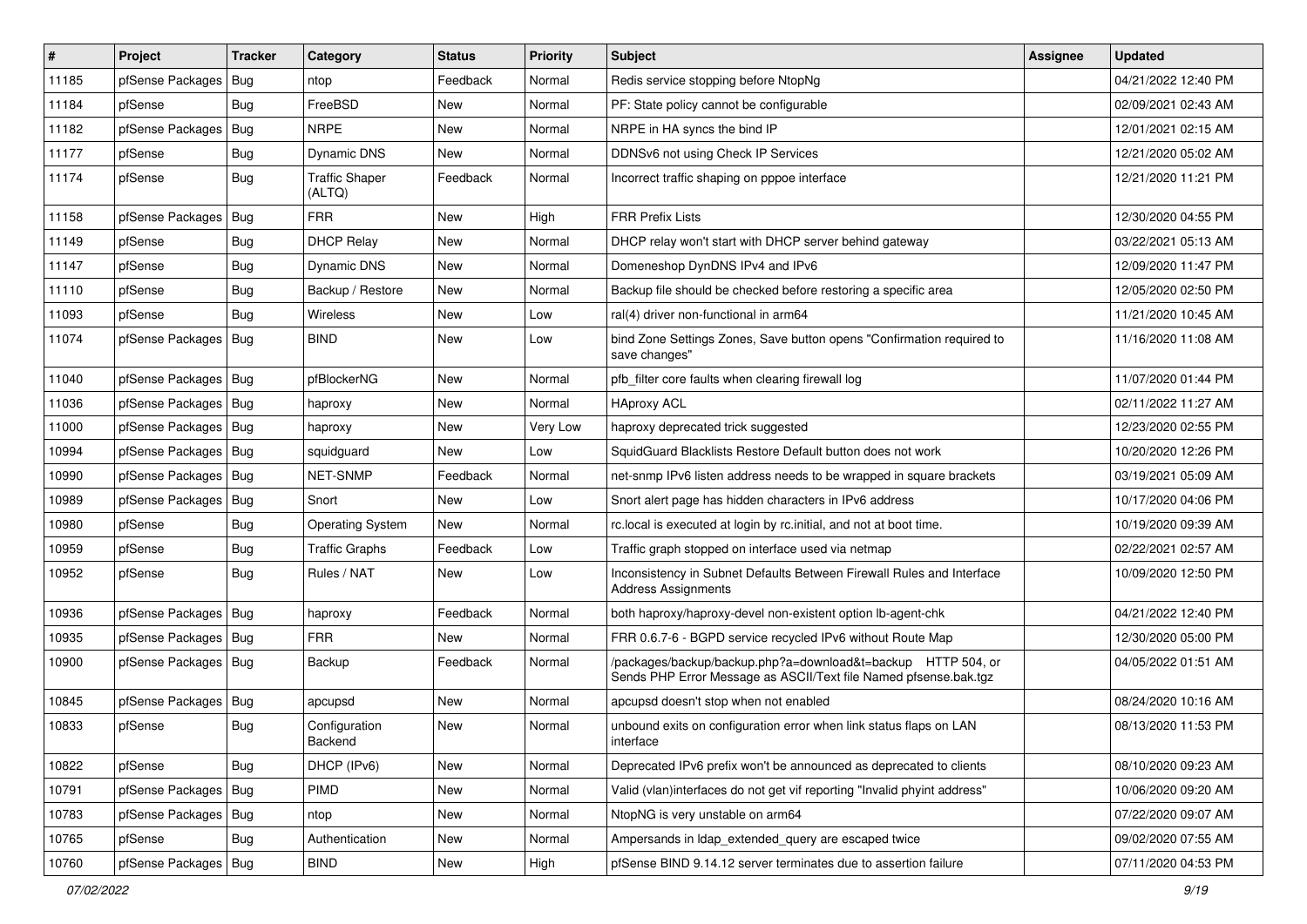| # | Project | Tracker | Category | Status | Priority | Subject | Assignee | Updated |
|---|---|---|---|---|---|---|---|---|
| 11185 | pfSense Packages | Bug | ntop | Feedback | Normal | Redis service stopping before NtopNg | | 04/21/2022 12:40 PM |
| 11184 | pfSense | Bug | FreeBSD | New | Normal | PF: State policy cannot be configurable | | 02/09/2021 02:43 AM |
| 11182 | pfSense Packages | Bug | NRPE | New | Normal | NRPE in HA syncs the bind IP | | 12/01/2021 02:15 AM |
| 11177 | pfSense | Bug | Dynamic DNS | New | Normal | DDNSv6 not using Check IP Services | | 12/21/2020 05:02 AM |
| 11174 | pfSense | Bug | Traffic Shaper (ALTQ) | Feedback | Normal | Incorrect traffic shaping on pppoe interface | | 12/21/2020 11:21 PM |
| 11158 | pfSense Packages | Bug | FRR | New | High | FRR Prefix Lists | | 12/30/2020 04:55 PM |
| 11149 | pfSense | Bug | DHCP Relay | New | Normal | DHCP relay won't start with DHCP server behind gateway | | 03/22/2021 05:13 AM |
| 11147 | pfSense | Bug | Dynamic DNS | New | Normal | Domeneshop DynDNS IPv4 and IPv6 | | 12/09/2020 11:47 PM |
| 11110 | pfSense | Bug | Backup / Restore | New | Normal | Backup file should be checked before restoring a specific area | | 12/05/2020 02:50 PM |
| 11093 | pfSense | Bug | Wireless | New | Low | ral(4) driver non-functional in arm64 | | 11/21/2020 10:45 AM |
| 11074 | pfSense Packages | Bug | BIND | New | Low | bind Zone Settings Zones, Save button opens "Confirmation required to save changes" | | 11/16/2020 11:08 AM |
| 11040 | pfSense Packages | Bug | pfBlockerNG | New | Normal | pfb_filter core faults when clearing firewall log | | 11/07/2020 01:44 PM |
| 11036 | pfSense Packages | Bug | haproxy | New | Normal | HAproxy ACL | | 02/11/2022 11:27 AM |
| 11000 | pfSense Packages | Bug | haproxy | New | Very Low | haproxy deprecated trick suggested | | 12/23/2020 02:55 PM |
| 10994 | pfSense Packages | Bug | squidguard | New | Low | SquidGuard Blacklists Restore Default button does not work | | 10/20/2020 12:26 PM |
| 10990 | pfSense Packages | Bug | NET-SNMP | Feedback | Normal | net-snmp IPv6 listen address needs to be wrapped in square brackets | | 03/19/2021 05:09 AM |
| 10989 | pfSense Packages | Bug | Snort | New | Low | Snort alert page has hidden characters in IPv6 address | | 10/17/2020 04:06 PM |
| 10980 | pfSense | Bug | Operating System | New | Normal | rc.local is executed at login by rc.initial, and not at boot time. | | 10/19/2020 09:39 AM |
| 10959 | pfSense | Bug | Traffic Graphs | Feedback | Low | Traffic graph stopped on interface used via netmap | | 02/22/2021 02:57 AM |
| 10952 | pfSense | Bug | Rules / NAT | New | Low | Inconsistency in Subnet Defaults Between Firewall Rules and Interface Address Assignments | | 10/09/2020 12:50 PM |
| 10936 | pfSense Packages | Bug | haproxy | Feedback | Normal | both haproxy/haproxy-devel non-existent option lb-agent-chk | | 04/21/2022 12:40 PM |
| 10935 | pfSense Packages | Bug | FRR | New | Normal | FRR 0.6.7-6 - BGPD service recycled IPv6 without Route Map | | 12/30/2020 05:00 PM |
| 10900 | pfSense Packages | Bug | Backup | Feedback | Normal | /packages/backup/backup.php?a=download&t=backup HTTP 504, or Sends PHP Error Message as ASCII/Text file Named pfsense.bak.tgz | | 04/05/2022 01:51 AM |
| 10845 | pfSense Packages | Bug | apcupsd | New | Normal | apcupsd doesn't stop when not enabled | | 08/24/2020 10:16 AM |
| 10833 | pfSense | Bug | Configuration Backend | New | Normal | unbound exits on configuration error when link status flaps on LAN interface | | 08/13/2020 11:53 PM |
| 10822 | pfSense | Bug | DHCP (IPv6) | New | Normal | Deprecated IPv6 prefix won't be announced as deprecated to clients | | 08/10/2020 09:23 AM |
| 10791 | pfSense Packages | Bug | PIMD | New | Normal | Valid (vlan)interfaces do not get vif reporting "Invalid phyint address" | | 10/06/2020 09:20 AM |
| 10783 | pfSense Packages | Bug | ntop | New | Normal | NtopNG is very unstable on arm64 | | 07/22/2020 09:07 AM |
| 10765 | pfSense | Bug | Authentication | New | Normal | Ampersands in ldap_extended_query are escaped twice | | 09/02/2020 07:55 AM |
| 10760 | pfSense Packages | Bug | BIND | New | High | pfSense BIND 9.14.12 server terminates due to assertion failure | | 07/11/2020 04:53 PM |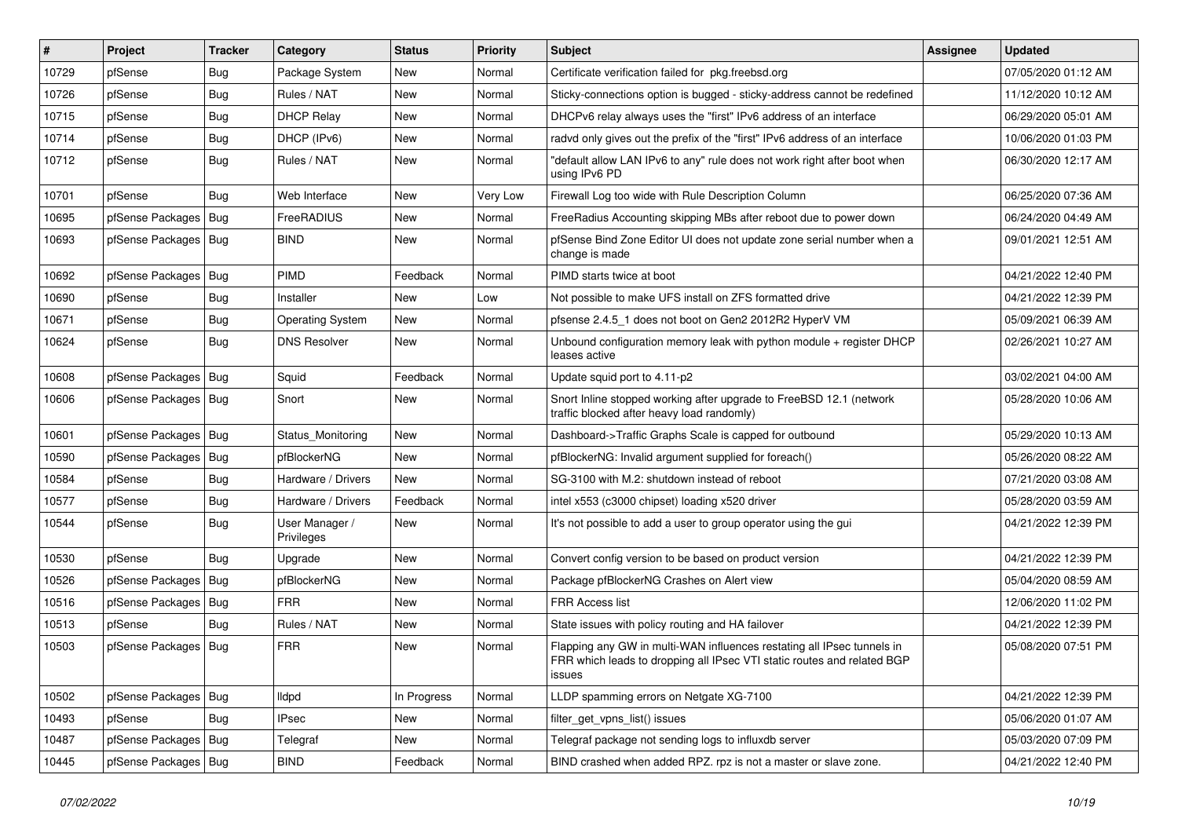| # | Project | Tracker | Category | Status | Priority | Subject | Assignee | Updated |
|---|---|---|---|---|---|---|---|---|
| 10729 | pfSense | Bug | Package System | New | Normal | Certificate verification failed for pkg.freebsd.org | | 07/05/2020 01:12 AM |
| 10726 | pfSense | Bug | Rules / NAT | New | Normal | Sticky-connections option is bugged - sticky-address cannot be redefined | | 11/12/2020 10:12 AM |
| 10715 | pfSense | Bug | DHCP Relay | New | Normal | DHCPv6 relay always uses the "first" IPv6 address of an interface | | 06/29/2020 05:01 AM |
| 10714 | pfSense | Bug | DHCP (IPv6) | New | Normal | radvd only gives out the prefix of the "first" IPv6 address of an interface | | 10/06/2020 01:03 PM |
| 10712 | pfSense | Bug | Rules / NAT | New | Normal | "default allow LAN IPv6 to any" rule does not work right after boot when using IPv6 PD | | 06/30/2020 12:17 AM |
| 10701 | pfSense | Bug | Web Interface | New | Very Low | Firewall Log too wide with Rule Description Column | | 06/25/2020 07:36 AM |
| 10695 | pfSense Packages | Bug | FreeRADIUS | New | Normal | FreeRadius Accounting skipping MBs after reboot due to power down | | 06/24/2020 04:49 AM |
| 10693 | pfSense Packages | Bug | BIND | New | Normal | pfSense Bind Zone Editor UI does not update zone serial number when a change is made | | 09/01/2021 12:51 AM |
| 10692 | pfSense Packages | Bug | PIMD | Feedback | Normal | PIMD starts twice at boot | | 04/21/2022 12:40 PM |
| 10690 | pfSense | Bug | Installer | New | Low | Not possible to make UFS install on ZFS formatted drive | | 04/21/2022 12:39 PM |
| 10671 | pfSense | Bug | Operating System | New | Normal | pfsense 2.4.5_1 does not boot on Gen2 2012R2 HyperV VM | | 05/09/2021 06:39 AM |
| 10624 | pfSense | Bug | DNS Resolver | New | Normal | Unbound configuration memory leak with python module + register DHCP leases active | | 02/26/2021 10:27 AM |
| 10608 | pfSense Packages | Bug | Squid | Feedback | Normal | Update squid port to 4.11-p2 | | 03/02/2021 04:00 AM |
| 10606 | pfSense Packages | Bug | Snort | New | Normal | Snort Inline stopped working after upgrade to FreeBSD 12.1 (network traffic blocked after heavy load randomly) | | 05/28/2020 10:06 AM |
| 10601 | pfSense Packages | Bug | Status_Monitoring | New | Normal | Dashboard->Traffic Graphs Scale is capped for outbound | | 05/29/2020 10:13 AM |
| 10590 | pfSense Packages | Bug | pfBlockerNG | New | Normal | pfBlockerNG: Invalid argument supplied for foreach() | | 05/26/2020 08:22 AM |
| 10584 | pfSense | Bug | Hardware / Drivers | New | Normal | SG-3100 with M.2: shutdown instead of reboot | | 07/21/2020 03:08 AM |
| 10577 | pfSense | Bug | Hardware / Drivers | Feedback | Normal | intel x553 (c3000 chipset) loading x520 driver | | 05/28/2020 03:59 AM |
| 10544 | pfSense | Bug | User Manager / Privileges | New | Normal | It's not possible to add a user to group operator using the gui | | 04/21/2022 12:39 PM |
| 10530 | pfSense | Bug | Upgrade | New | Normal | Convert config version to be based on product version | | 04/21/2022 12:39 PM |
| 10526 | pfSense Packages | Bug | pfBlockerNG | New | Normal | Package pfBlockerNG Crashes on Alert view | | 05/04/2020 08:59 AM |
| 10516 | pfSense Packages | Bug | FRR | New | Normal | FRR Access list | | 12/06/2020 11:02 PM |
| 10513 | pfSense | Bug | Rules / NAT | New | Normal | State issues with policy routing and HA failover | | 04/21/2022 12:39 PM |
| 10503 | pfSense Packages | Bug | FRR | New | Normal | Flapping any GW in multi-WAN influences restating all IPsec tunnels in FRR which leads to dropping all IPsec VTI static routes and related BGP issues | | 05/08/2020 07:51 PM |
| 10502 | pfSense Packages | Bug | lldpd | In Progress | Normal | LLDP spamming errors on Netgate XG-7100 | | 04/21/2022 12:39 PM |
| 10493 | pfSense | Bug | IPsec | New | Normal | filter_get_vpns_list() issues | | 05/06/2020 01:07 AM |
| 10487 | pfSense Packages | Bug | Telegraf | New | Normal | Telegraf package not sending logs to influxdb server | | 05/03/2020 07:09 PM |
| 10445 | pfSense Packages | Bug | BIND | Feedback | Normal | BIND crashed when added RPZ. rpz is not a master or slave zone. | | 04/21/2022 12:40 PM |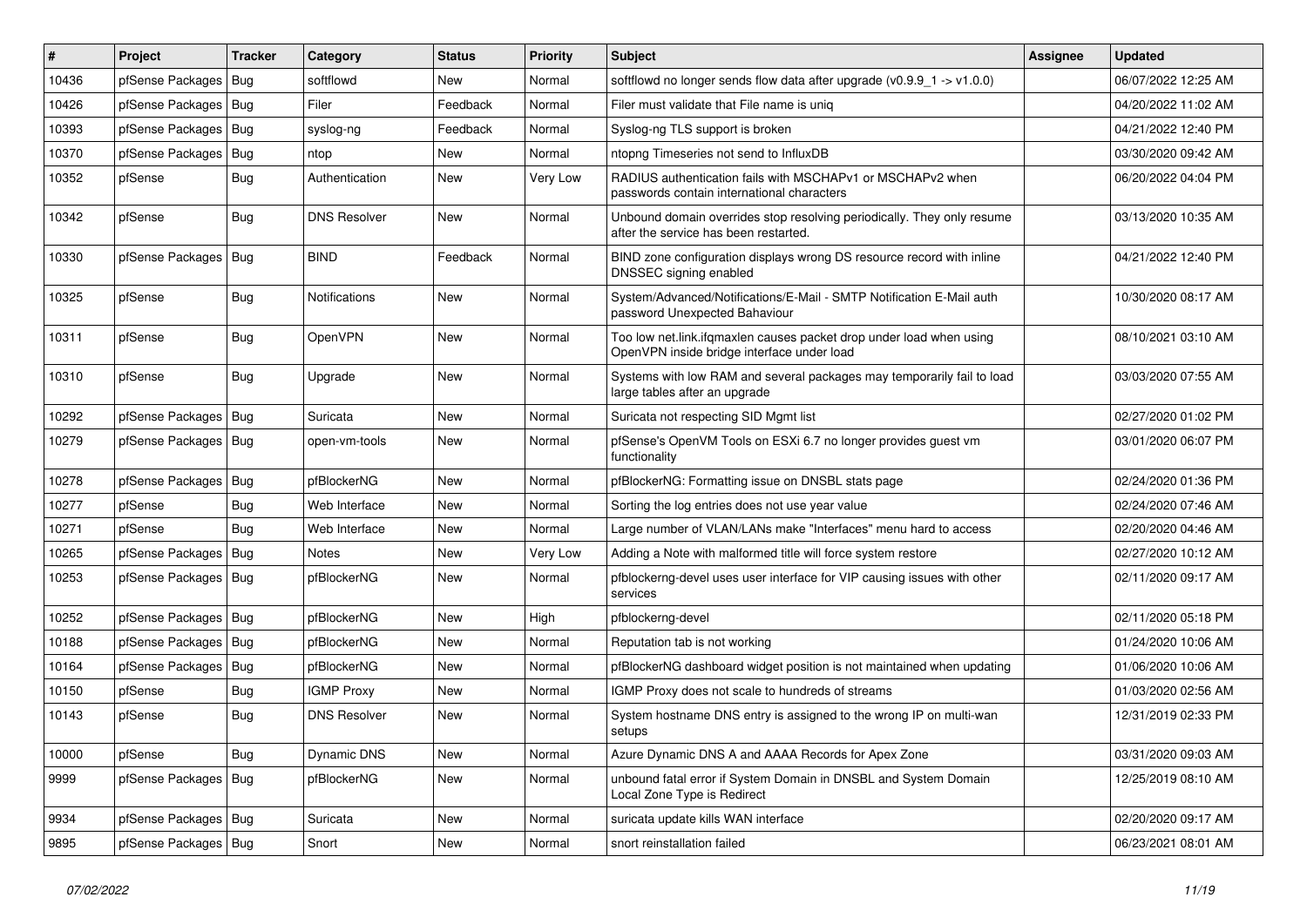| # | Project | Tracker | Category | Status | Priority | Subject | Assignee | Updated |
|---|---|---|---|---|---|---|---|---|
| 10436 | pfSense Packages | Bug | softflowd | New | Normal | softflowd no longer sends flow data after upgrade (v0.9.9_1 -> v1.0.0) | | 06/07/2022 12:25 AM |
| 10426 | pfSense Packages | Bug | Filer | Feedback | Normal | Filer must validate that File name is uniq | | 04/20/2022 11:02 AM |
| 10393 | pfSense Packages | Bug | syslog-ng | Feedback | Normal | Syslog-ng TLS support is broken | | 04/21/2022 12:40 PM |
| 10370 | pfSense Packages | Bug | ntop | New | Normal | ntopng Timeseries not send to InfluxDB | | 03/30/2020 09:42 AM |
| 10352 | pfSense | Bug | Authentication | New | Very Low | RADIUS authentication fails with MSCHAPv1 or MSCHAPv2 when passwords contain international characters | | 06/20/2022 04:04 PM |
| 10342 | pfSense | Bug | DNS Resolver | New | Normal | Unbound domain overrides stop resolving periodically. They only resume after the service has been restarted. | | 03/13/2020 10:35 AM |
| 10330 | pfSense Packages | Bug | BIND | Feedback | Normal | BIND zone configuration displays wrong DS resource record with inline DNSSEC signing enabled | | 04/21/2022 12:40 PM |
| 10325 | pfSense | Bug | Notifications | New | Normal | System/Advanced/Notifications/E-Mail - SMTP Notification E-Mail auth password Unexpected Bahaviour | | 10/30/2020 08:17 AM |
| 10311 | pfSense | Bug | OpenVPN | New | Normal | Too low net.link.ifqmaxlen causes packet drop under load when using OpenVPN inside bridge interface under load | | 08/10/2021 03:10 AM |
| 10310 | pfSense | Bug | Upgrade | New | Normal | Systems with low RAM and several packages may temporarily fail to load large tables after an upgrade | | 03/03/2020 07:55 AM |
| 10292 | pfSense Packages | Bug | Suricata | New | Normal | Suricata not respecting SID Mgmt list | | 02/27/2020 01:02 PM |
| 10279 | pfSense Packages | Bug | open-vm-tools | New | Normal | pfSense's OpenVM Tools on ESXi 6.7 no longer provides guest vm functionality | | 03/01/2020 06:07 PM |
| 10278 | pfSense Packages | Bug | pfBlockerNG | New | Normal | pfBlockerNG: Formatting issue on DNSBL stats page | | 02/24/2020 01:36 PM |
| 10277 | pfSense | Bug | Web Interface | New | Normal | Sorting the log entries does not use year value | | 02/24/2020 07:46 AM |
| 10271 | pfSense | Bug | Web Interface | New | Normal | Large number of VLAN/LANs make "Interfaces" menu hard to access | | 02/20/2020 04:46 AM |
| 10265 | pfSense Packages | Bug | Notes | New | Very Low | Adding a Note with malformed title will force system restore | | 02/27/2020 10:12 AM |
| 10253 | pfSense Packages | Bug | pfBlockerNG | New | Normal | pfblockerng-devel uses user interface for VIP causing issues with other services | | 02/11/2020 09:17 AM |
| 10252 | pfSense Packages | Bug | pfBlockerNG | New | High | pfblockerng-devel | | 02/11/2020 05:18 PM |
| 10188 | pfSense Packages | Bug | pfBlockerNG | New | Normal | Reputation tab is not working | | 01/24/2020 10:06 AM |
| 10164 | pfSense Packages | Bug | pfBlockerNG | New | Normal | pfBlockerNG dashboard widget position is not maintained when updating | | 01/06/2020 10:06 AM |
| 10150 | pfSense | Bug | IGMP Proxy | New | Normal | IGMP Proxy does not scale to hundreds of streams | | 01/03/2020 02:56 AM |
| 10143 | pfSense | Bug | DNS Resolver | New | Normal | System hostname DNS entry is assigned to the wrong IP on multi-wan setups | | 12/31/2019 02:33 PM |
| 10000 | pfSense | Bug | Dynamic DNS | New | Normal | Azure Dynamic DNS A and AAAA Records for Apex Zone | | 03/31/2020 09:03 AM |
| 9999 | pfSense Packages | Bug | pfBlockerNG | New | Normal | unbound fatal error if System Domain in DNSBL and System Domain Local Zone Type is Redirect | | 12/25/2019 08:10 AM |
| 9934 | pfSense Packages | Bug | Suricata | New | Normal | suricata update kills WAN interface | | 02/20/2020 09:17 AM |
| 9895 | pfSense Packages | Bug | Snort | New | Normal | snort reinstallation failed | | 06/23/2021 08:01 AM |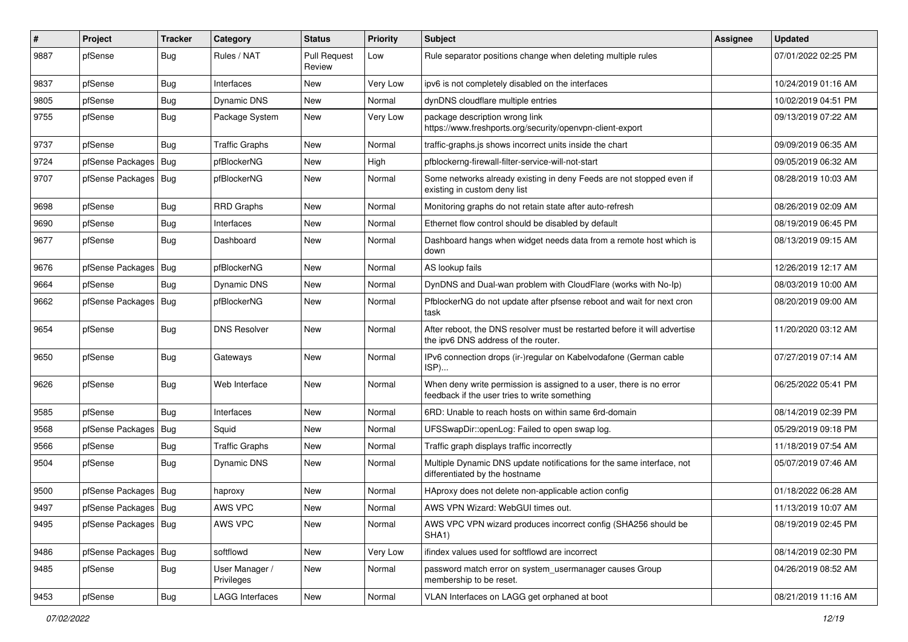| # | Project | Tracker | Category | Status | Priority | Subject | Assignee | Updated |
|---|---|---|---|---|---|---|---|---|
| 9887 | pfSense | Bug | Rules / NAT | Pull Request Review | Low | Rule separator positions change when deleting multiple rules | | 07/01/2022 02:25 PM |
| 9837 | pfSense | Bug | Interfaces | New | Very Low | ipv6 is not completely disabled on the interfaces | | 10/24/2019 01:16 AM |
| 9805 | pfSense | Bug | Dynamic DNS | New | Normal | dynDNS cloudflare multiple entries | | 10/02/2019 04:51 PM |
| 9755 | pfSense | Bug | Package System | New | Very Low | package description wrong link https://www.freshports.org/security/openvpn-client-export | | 09/13/2019 07:22 AM |
| 9737 | pfSense | Bug | Traffic Graphs | New | Normal | traffic-graphs.js shows incorrect units inside the chart | | 09/09/2019 06:35 AM |
| 9724 | pfSense Packages | Bug | pfBlockerNG | New | High | pfblockerng-firewall-filter-service-will-not-start | | 09/05/2019 06:32 AM |
| 9707 | pfSense Packages | Bug | pfBlockerNG | New | Normal | Some networks already existing in deny Feeds are not stopped even if existing in custom deny list | | 08/28/2019 10:03 AM |
| 9698 | pfSense | Bug | RRD Graphs | New | Normal | Monitoring graphs do not retain state after auto-refresh | | 08/26/2019 02:09 AM |
| 9690 | pfSense | Bug | Interfaces | New | Normal | Ethernet flow control should be disabled by default | | 08/19/2019 06:45 PM |
| 9677 | pfSense | Bug | Dashboard | New | Normal | Dashboard hangs when widget needs data from a remote host which is down | | 08/13/2019 09:15 AM |
| 9676 | pfSense Packages | Bug | pfBlockerNG | New | Normal | AS lookup fails | | 12/26/2019 12:17 AM |
| 9664 | pfSense | Bug | Dynamic DNS | New | Normal | DynDNS and Dual-wan problem with CloudFlare (works with No-Ip) | | 08/03/2019 10:00 AM |
| 9662 | pfSense Packages | Bug | pfBlockerNG | New | Normal | PfblockerNG do not update after pfsense reboot and wait for next cron task | | 08/20/2019 09:00 AM |
| 9654 | pfSense | Bug | DNS Resolver | New | Normal | After reboot, the DNS resolver must be restarted before it will advertise the ipv6 DNS address of the router. | | 11/20/2020 03:12 AM |
| 9650 | pfSense | Bug | Gateways | New | Normal | IPv6 connection drops (ir-)regular on Kabelvodafone (German cable ISP)... | | 07/27/2019 07:14 AM |
| 9626 | pfSense | Bug | Web Interface | New | Normal | When deny write permission is assigned to a user, there is no error feedback if the user tries to write something | | 06/25/2022 05:41 PM |
| 9585 | pfSense | Bug | Interfaces | New | Normal | 6RD: Unable to reach hosts on within same 6rd-domain | | 08/14/2019 02:39 PM |
| 9568 | pfSense Packages | Bug | Squid | New | Normal | UFSSwapDir::openLog: Failed to open swap log. | | 05/29/2019 09:18 PM |
| 9566 | pfSense | Bug | Traffic Graphs | New | Normal | Traffic graph displays traffic incorrectly | | 11/18/2019 07:54 AM |
| 9504 | pfSense | Bug | Dynamic DNS | New | Normal | Multiple Dynamic DNS update notifications for the same interface, not differentiated by the hostname | | 05/07/2019 07:46 AM |
| 9500 | pfSense Packages | Bug | haproxy | New | Normal | HAproxy does not delete non-applicable action config | | 01/18/2022 06:28 AM |
| 9497 | pfSense Packages | Bug | AWS VPC | New | Normal | AWS VPN Wizard: WebGUI times out. | | 11/13/2019 10:07 AM |
| 9495 | pfSense Packages | Bug | AWS VPC | New | Normal | AWS VPC VPN wizard produces incorrect config (SHA256 should be SHA1) | | 08/19/2019 02:45 PM |
| 9486 | pfSense Packages | Bug | softflowd | New | Very Low | ifindex values used for softflowd are incorrect | | 08/14/2019 02:30 PM |
| 9485 | pfSense | Bug | User Manager / Privileges | New | Normal | password match error on system_usermanager causes Group membership to be reset. | | 04/26/2019 08:52 AM |
| 9453 | pfSense | Bug | LAGG Interfaces | New | Normal | VLAN Interfaces on LAGG get orphaned at boot | | 08/21/2019 11:16 AM |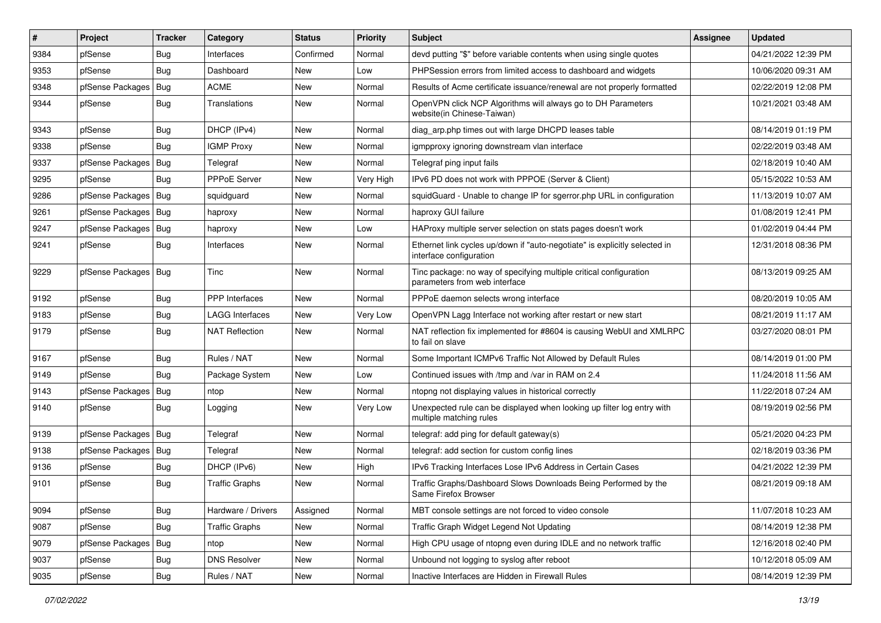| # | Project | Tracker | Category | Status | Priority | Subject | Assignee | Updated |
|---|---|---|---|---|---|---|---|---|
| 9384 | pfSense | Bug | Interfaces | Confirmed | Normal | devd putting "$" before variable contents when using single quotes | | 04/21/2022 12:39 PM |
| 9353 | pfSense | Bug | Dashboard | New | Low | PHPSession errors from limited access to dashboard and widgets | | 10/06/2020 09:31 AM |
| 9348 | pfSense Packages | Bug | ACME | New | Normal | Results of Acme certificate issuance/renewal are not properly formatted | | 02/22/2019 12:08 PM |
| 9344 | pfSense | Bug | Translations | New | Normal | OpenVPN click NCP Algorithms will always go to DH Parameters website(in Chinese-Taiwan) | | 10/21/2021 03:48 AM |
| 9343 | pfSense | Bug | DHCP (IPv4) | New | Normal | diag_arp.php times out with large DHCPD leases table | | 08/14/2019 01:19 PM |
| 9338 | pfSense | Bug | IGMP Proxy | New | Normal | igmpproxy ignoring downstream vlan interface | | 02/22/2019 03:48 AM |
| 9337 | pfSense Packages | Bug | Telegraf | New | Normal | Telegraf ping input fails | | 02/18/2019 10:40 AM |
| 9295 | pfSense | Bug | PPPoE Server | New | Very High | IPv6 PD does not work with PPPOE (Server & Client) | | 05/15/2022 10:53 AM |
| 9286 | pfSense Packages | Bug | squidguard | New | Normal | squidGuard - Unable to change IP for sgerror.php URL in configuration | | 11/13/2019 10:07 AM |
| 9261 | pfSense Packages | Bug | haproxy | New | Normal | haproxy GUI failure | | 01/08/2019 12:41 PM |
| 9247 | pfSense Packages | Bug | haproxy | New | Low | HAProxy multiple server selection on stats pages doesn't work | | 01/02/2019 04:44 PM |
| 9241 | pfSense | Bug | Interfaces | New | Normal | Ethernet link cycles up/down if "auto-negotiate" is explicitly selected in interface configuration | | 12/31/2018 08:36 PM |
| 9229 | pfSense Packages | Bug | Tinc | New | Normal | Tinc package: no way of specifying multiple critical configuration parameters from web interface | | 08/13/2019 09:25 AM |
| 9192 | pfSense | Bug | PPP Interfaces | New | Normal | PPPoE daemon selects wrong interface | | 08/20/2019 10:05 AM |
| 9183 | pfSense | Bug | LAGG Interfaces | New | Very Low | OpenVPN Lagg Interface not working after restart or new start | | 08/21/2019 11:17 AM |
| 9179 | pfSense | Bug | NAT Reflection | New | Normal | NAT reflection fix implemented for #8604 is causing WebUI and XMLRPC to fail on slave | | 03/27/2020 08:01 PM |
| 9167 | pfSense | Bug | Rules / NAT | New | Normal | Some Important ICMPv6 Traffic Not Allowed by Default Rules | | 08/14/2019 01:00 PM |
| 9149 | pfSense | Bug | Package System | New | Low | Continued issues with /tmp and /var in RAM on 2.4 | | 11/24/2018 11:56 AM |
| 9143 | pfSense Packages | Bug | ntop | New | Normal | ntopng not displaying values in historical correctly | | 11/22/2018 07:24 AM |
| 9140 | pfSense | Bug | Logging | New | Very Low | Unexpected rule can be displayed when looking up filter log entry with multiple matching rules | | 08/19/2019 02:56 PM |
| 9139 | pfSense Packages | Bug | Telegraf | New | Normal | telegraf: add ping for default gateway(s) | | 05/21/2020 04:23 PM |
| 9138 | pfSense Packages | Bug | Telegraf | New | Normal | telegraf: add section for custom config lines | | 02/18/2019 03:36 PM |
| 9136 | pfSense | Bug | DHCP (IPv6) | New | High | IPv6 Tracking Interfaces Lose IPv6 Address in Certain Cases | | 04/21/2022 12:39 PM |
| 9101 | pfSense | Bug | Traffic Graphs | New | Normal | Traffic Graphs/Dashboard Slows Downloads Being Performed by the Same Firefox Browser | | 08/21/2019 09:18 AM |
| 9094 | pfSense | Bug | Hardware / Drivers | Assigned | Normal | MBT console settings are not forced to video console | | 11/07/2018 10:23 AM |
| 9087 | pfSense | Bug | Traffic Graphs | New | Normal | Traffic Graph Widget Legend Not Updating | | 08/14/2019 12:38 PM |
| 9079 | pfSense Packages | Bug | ntop | New | Normal | High CPU usage of ntopng even during IDLE and no network traffic | | 12/16/2018 02:40 PM |
| 9037 | pfSense | Bug | DNS Resolver | New | Normal | Unbound not logging to syslog after reboot | | 10/12/2018 05:09 AM |
| 9035 | pfSense | Bug | Rules / NAT | New | Normal | Inactive Interfaces are Hidden in Firewall Rules | | 08/14/2019 12:39 PM |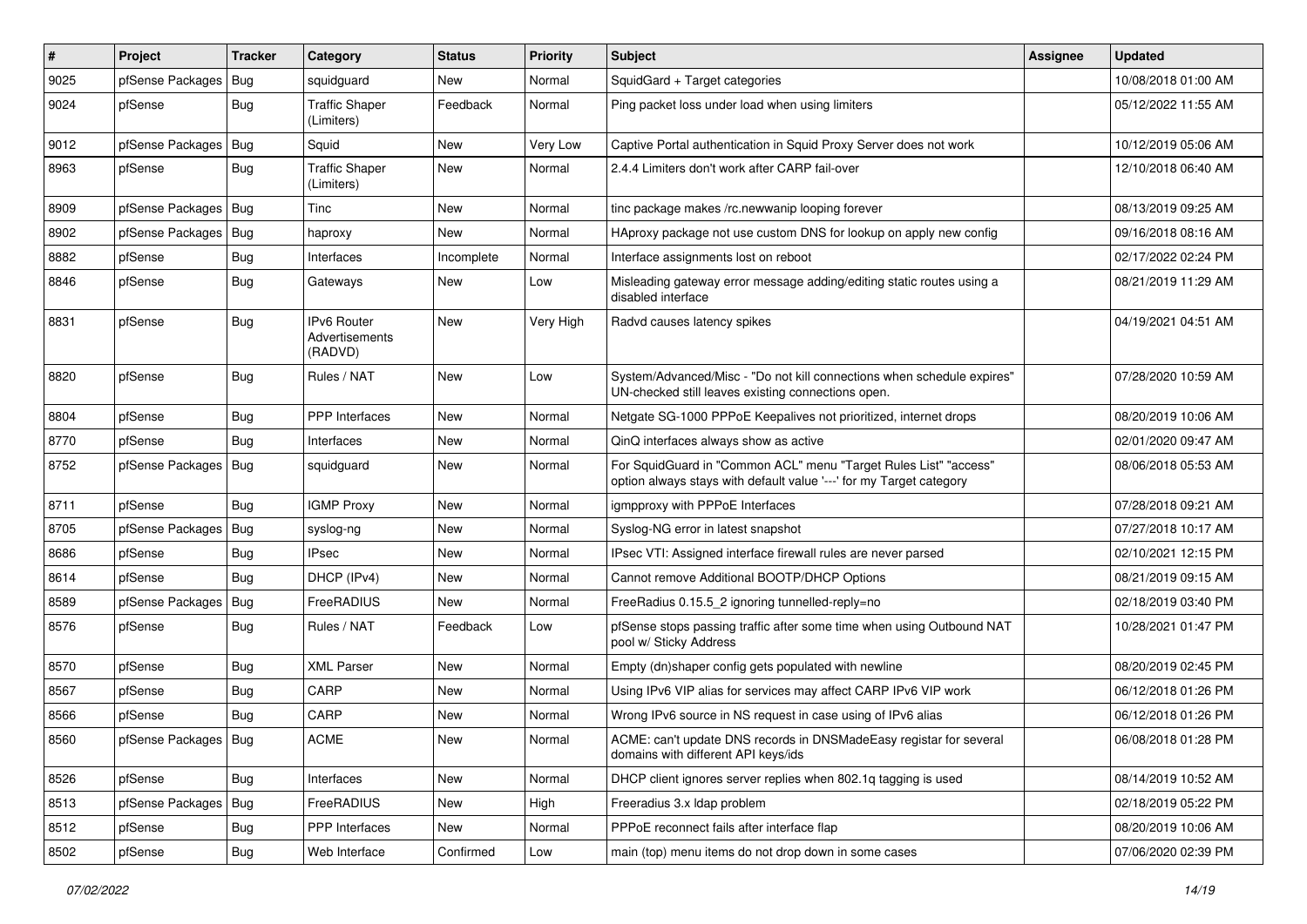| # | Project | Tracker | Category | Status | Priority | Subject | Assignee | Updated |
|---|---|---|---|---|---|---|---|---|
| 9025 | pfSense Packages | Bug | squidguard | New | Normal | SquidGard + Target categories | | 10/08/2018 01:00 AM |
| 9024 | pfSense | Bug | Traffic Shaper (Limiters) | Feedback | Normal | Ping packet loss under load when using limiters | | 05/12/2022 11:55 AM |
| 9012 | pfSense Packages | Bug | Squid | New | Very Low | Captive Portal authentication in Squid Proxy Server does not work | | 10/12/2019 05:06 AM |
| 8963 | pfSense | Bug | Traffic Shaper (Limiters) | New | Normal | 2.4.4 Limiters don't work after CARP fail-over | | 12/10/2018 06:40 AM |
| 8909 | pfSense Packages | Bug | Tinc | New | Normal | tinc package makes /rc.newwanip looping forever | | 08/13/2019 09:25 AM |
| 8902 | pfSense Packages | Bug | haproxy | New | Normal | HAproxy package not use custom DNS for lookup on apply new config | | 09/16/2018 08:16 AM |
| 8882 | pfSense | Bug | Interfaces | Incomplete | Normal | Interface assignments lost on reboot | | 02/17/2022 02:24 PM |
| 8846 | pfSense | Bug | Gateways | New | Low | Misleading gateway error message adding/editing static routes using a disabled interface | | 08/21/2019 11:29 AM |
| 8831 | pfSense | Bug | IPv6 Router Advertisements (RADVD) | New | Very High | Radvd causes latency spikes | | 04/19/2021 04:51 AM |
| 8820 | pfSense | Bug | Rules / NAT | New | Low | System/Advanced/Misc - "Do not kill connections when schedule expires" UN-checked still leaves existing connections open. | | 07/28/2020 10:59 AM |
| 8804 | pfSense | Bug | PPP Interfaces | New | Normal | Netgate SG-1000 PPPoE Keepalives not prioritized, internet drops | | 08/20/2019 10:06 AM |
| 8770 | pfSense | Bug | Interfaces | New | Normal | QinQ interfaces always show as active | | 02/01/2020 09:47 AM |
| 8752 | pfSense Packages | Bug | squidguard | New | Normal | For SquidGuard in "Common ACL" menu "Target Rules List" "access" option always stays with default value '---' for my Target category | | 08/06/2018 05:53 AM |
| 8711 | pfSense | Bug | IGMP Proxy | New | Normal | igmpproxy with PPPoE Interfaces | | 07/28/2018 09:21 AM |
| 8705 | pfSense Packages | Bug | syslog-ng | New | Normal | Syslog-NG error in latest snapshot | | 07/27/2018 10:17 AM |
| 8686 | pfSense | Bug | IPsec | New | Normal | IPsec VTI: Assigned interface firewall rules are never parsed | | 02/10/2021 12:15 PM |
| 8614 | pfSense | Bug | DHCP (IPv4) | New | Normal | Cannot remove Additional BOOTP/DHCP Options | | 08/21/2019 09:15 AM |
| 8589 | pfSense Packages | Bug | FreeRADIUS | New | Normal | FreeRadius 0.15.5_2 ignoring tunnelled-reply=no | | 02/18/2019 03:40 PM |
| 8576 | pfSense | Bug | Rules / NAT | Feedback | Low | pfSense stops passing traffic after some time when using Outbound NAT pool w/ Sticky Address | | 10/28/2021 01:47 PM |
| 8570 | pfSense | Bug | XML Parser | New | Normal | Empty (dn)shaper config gets populated with newline | | 08/20/2019 02:45 PM |
| 8567 | pfSense | Bug | CARP | New | Normal | Using IPv6 VIP alias for services may affect CARP IPv6 VIP work | | 06/12/2018 01:26 PM |
| 8566 | pfSense | Bug | CARP | New | Normal | Wrong IPv6 source in NS request in case using of IPv6 alias | | 06/12/2018 01:26 PM |
| 8560 | pfSense Packages | Bug | ACME | New | Normal | ACME: can't update DNS records in DNSMadeEasy registar for several domains with different API keys/ids | | 06/08/2018 01:28 PM |
| 8526 | pfSense | Bug | Interfaces | New | Normal | DHCP client ignores server replies when 802.1q tagging is used | | 08/14/2019 10:52 AM |
| 8513 | pfSense Packages | Bug | FreeRADIUS | New | High | Freeradius 3.x ldap problem | | 02/18/2019 05:22 PM |
| 8512 | pfSense | Bug | PPP Interfaces | New | Normal | PPPoE reconnect fails after interface flap | | 08/20/2019 10:06 AM |
| 8502 | pfSense | Bug | Web Interface | Confirmed | Low | main (top) menu items do not drop down in some cases | | 07/06/2020 02:39 PM |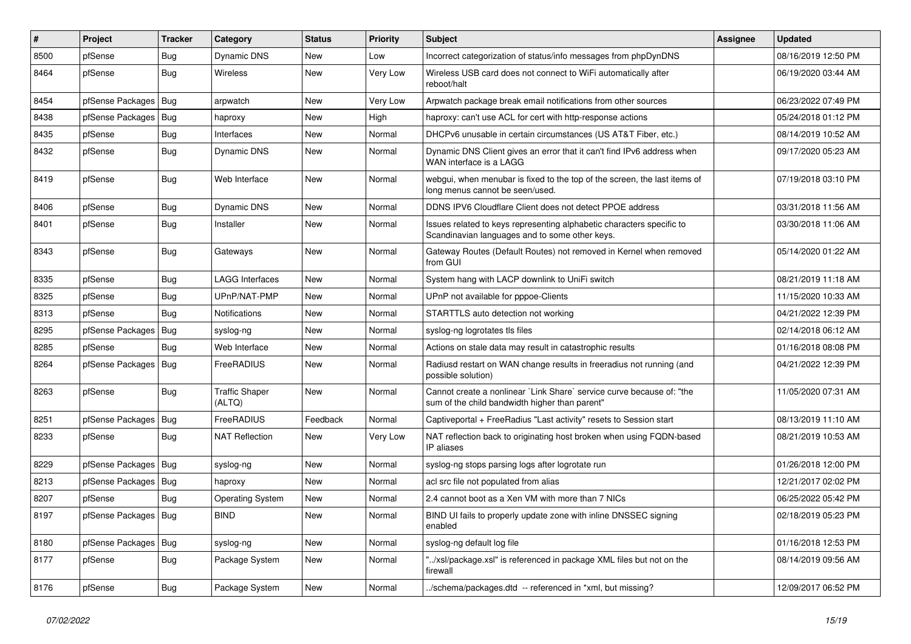| # | Project | Tracker | Category | Status | Priority | Subject | Assignee | Updated |
|---|---|---|---|---|---|---|---|---|
| 8500 | pfSense | Bug | Dynamic DNS | New | Low | Incorrect categorization of status/info messages from phpDynDNS | | 08/16/2019 12:50 PM |
| 8464 | pfSense | Bug | Wireless | New | Very Low | Wireless USB card does not connect to WiFi automatically after reboot/halt | | 06/19/2020 03:44 AM |
| 8454 | pfSense Packages | Bug | arpwatch | New | Very Low | Arpwatch package break email notifications from other sources | | 06/23/2022 07:49 PM |
| 8438 | pfSense Packages | Bug | haproxy | New | High | haproxy: can't use ACL for cert with http-response actions | | 05/24/2018 01:12 PM |
| 8435 | pfSense | Bug | Interfaces | New | Normal | DHCPv6 unusable in certain circumstances (US AT&T Fiber, etc.) | | 08/14/2019 10:52 AM |
| 8432 | pfSense | Bug | Dynamic DNS | New | Normal | Dynamic DNS Client gives an error that it can't find IPv6 address when WAN interface is a LAGG | | 09/17/2020 05:23 AM |
| 8419 | pfSense | Bug | Web Interface | New | Normal | webgui, when menubar is fixed to the top of the screen, the last items of long menus cannot be seen/used. | | 07/19/2018 03:10 PM |
| 8406 | pfSense | Bug | Dynamic DNS | New | Normal | DDNS IPV6 Cloudflare Client does not detect PPOE address | | 03/31/2018 11:56 AM |
| 8401 | pfSense | Bug | Installer | New | Normal | Issues related to keys representing alphabetic characters specific to Scandinavian languages and to some other keys. | | 03/30/2018 11:06 AM |
| 8343 | pfSense | Bug | Gateways | New | Normal | Gateway Routes (Default Routes) not removed in Kernel when removed from GUI | | 05/14/2020 01:22 AM |
| 8335 | pfSense | Bug | LAGG Interfaces | New | Normal | System hang with LACP downlink to UniFi switch | | 08/21/2019 11:18 AM |
| 8325 | pfSense | Bug | UPnP/NAT-PMP | New | Normal | UPnP not available for pppoe-Clients | | 11/15/2020 10:33 AM |
| 8313 | pfSense | Bug | Notifications | New | Normal | STARTTLS auto detection not working | | 04/21/2022 12:39 PM |
| 8295 | pfSense Packages | Bug | syslog-ng | New | Normal | syslog-ng logrotates tls files | | 02/14/2018 06:12 AM |
| 8285 | pfSense | Bug | Web Interface | New | Normal | Actions on stale data may result in catastrophic results | | 01/16/2018 08:08 PM |
| 8264 | pfSense Packages | Bug | FreeRADIUS | New | Normal | Radiusd restart on WAN change results in freeradius not running (and possible solution) | | 04/21/2022 12:39 PM |
| 8263 | pfSense | Bug | Traffic Shaper (ALTQ) | New | Normal | Cannot create a nonlinear `Link Share` service curve because of: "the sum of the child bandwidth higher than parent" | | 11/05/2020 07:31 AM |
| 8251 | pfSense Packages | Bug | FreeRADIUS | Feedback | Normal | Captiveportal + FreeRadius "Last activity" resets to Session start | | 08/13/2019 11:10 AM |
| 8233 | pfSense | Bug | NAT Reflection | New | Very Low | NAT reflection back to originating host broken when using FQDN-based IP aliases | | 08/21/2019 10:53 AM |
| 8229 | pfSense Packages | Bug | syslog-ng | New | Normal | syslog-ng stops parsing logs after logrotate run | | 01/26/2018 12:00 PM |
| 8213 | pfSense Packages | Bug | haproxy | New | Normal | acl src file not populated from alias | | 12/21/2017 02:02 PM |
| 8207 | pfSense | Bug | Operating System | New | Normal | 2.4 cannot boot as a Xen VM with more than 7 NICs | | 06/25/2022 05:42 PM |
| 8197 | pfSense Packages | Bug | BIND | New | Normal | BIND UI fails to properly update zone with inline DNSSEC signing enabled | | 02/18/2019 05:23 PM |
| 8180 | pfSense Packages | Bug | syslog-ng | New | Normal | syslog-ng default log file | | 01/16/2018 12:53 PM |
| 8177 | pfSense | Bug | Package System | New | Normal | "../xsl/package.xsl" is referenced in package XML files but not on the firewall | | 08/14/2019 09:56 AM |
| 8176 | pfSense | Bug | Package System | New | Normal | ../schema/packages.dtd -- referenced in *xml, but missing? | | 12/09/2017 06:52 PM |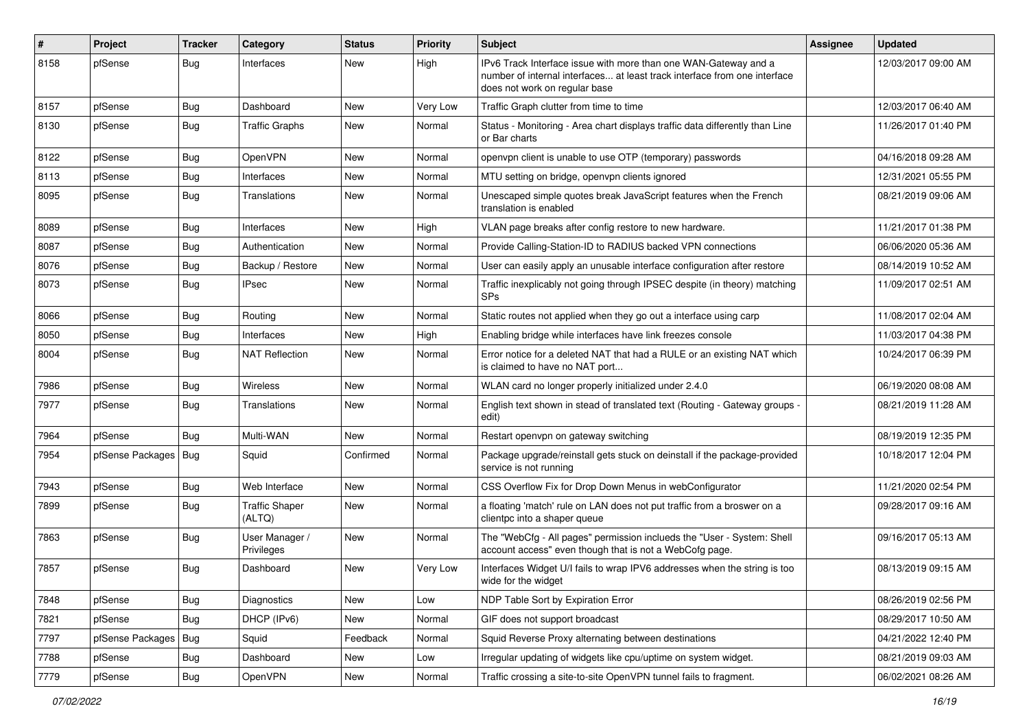| # | Project | Tracker | Category | Status | Priority | Subject | Assignee | Updated |
|---|---|---|---|---|---|---|---|---|
| 8158 | pfSense | Bug | Interfaces | New | High | IPv6 Track Interface issue with more than one WAN-Gateway and a number of internal interfaces... at least track interface from one interface does not work on regular base | | 12/03/2017 09:00 AM |
| 8157 | pfSense | Bug | Dashboard | New | Very Low | Traffic Graph clutter from time to time | | 12/03/2017 06:40 AM |
| 8130 | pfSense | Bug | Traffic Graphs | New | Normal | Status - Monitoring - Area chart displays traffic data differently than Line or Bar charts | | 11/26/2017 01:40 PM |
| 8122 | pfSense | Bug | OpenVPN | New | Normal | openvpn client is unable to use OTP (temporary) passwords | | 04/16/2018 09:28 AM |
| 8113 | pfSense | Bug | Interfaces | New | Normal | MTU setting on bridge, openvpn clients ignored | | 12/31/2021 05:55 PM |
| 8095 | pfSense | Bug | Translations | New | Normal | Unescaped simple quotes break JavaScript features when the French translation is enabled | | 08/21/2019 09:06 AM |
| 8089 | pfSense | Bug | Interfaces | New | High | VLAN page breaks after config restore to new hardware. | | 11/21/2017 01:38 PM |
| 8087 | pfSense | Bug | Authentication | New | Normal | Provide Calling-Station-ID to RADIUS backed VPN connections | | 06/06/2020 05:36 AM |
| 8076 | pfSense | Bug | Backup / Restore | New | Normal | User can easily apply an unusable interface configuration after restore | | 08/14/2019 10:52 AM |
| 8073 | pfSense | Bug | IPsec | New | Normal | Traffic inexplicably not going through IPSEC despite (in theory) matching SPs | | 11/09/2017 02:51 AM |
| 8066 | pfSense | Bug | Routing | New | Normal | Static routes not applied when they go out a interface using carp | | 11/08/2017 02:04 AM |
| 8050 | pfSense | Bug | Interfaces | New | High | Enabling bridge while interfaces have link freezes console | | 11/03/2017 04:38 PM |
| 8004 | pfSense | Bug | NAT Reflection | New | Normal | Error notice for a deleted NAT that had a RULE or an existing NAT which is claimed to have no NAT port... | | 10/24/2017 06:39 PM |
| 7986 | pfSense | Bug | Wireless | New | Normal | WLAN card no longer properly initialized under 2.4.0 | | 06/19/2020 08:08 AM |
| 7977 | pfSense | Bug | Translations | New | Normal | English text shown in stead of translated text (Routing - Gateway groups - edit) | | 08/21/2019 11:28 AM |
| 7964 | pfSense | Bug | Multi-WAN | New | Normal | Restart openvpn on gateway switching | | 08/19/2019 12:35 PM |
| 7954 | pfSense Packages | Bug | Squid | Confirmed | Normal | Package upgrade/reinstall gets stuck on deinstall if the package-provided service is not running | | 10/18/2017 12:04 PM |
| 7943 | pfSense | Bug | Web Interface | New | Normal | CSS Overflow Fix for Drop Down Menus in webConfigurator | | 11/21/2020 02:54 PM |
| 7899 | pfSense | Bug | Traffic Shaper (ALTQ) | New | Normal | a floating 'match' rule on LAN does not put traffic from a broswer on a clientpc into a shaper queue | | 09/28/2017 09:16 AM |
| 7863 | pfSense | Bug | User Manager / Privileges | New | Normal | The "WebCfg - All pages" permission inclueds the "User - System: Shell account access" even though that is not a WebCofg page. | | 09/16/2017 05:13 AM |
| 7857 | pfSense | Bug | Dashboard | New | Very Low | Interfaces Widget U/I fails to wrap IPV6 addresses when the string is too wide for the widget | | 08/13/2019 09:15 AM |
| 7848 | pfSense | Bug | Diagnostics | New | Low | NDP Table Sort by Expiration Error | | 08/26/2019 02:56 PM |
| 7821 | pfSense | Bug | DHCP (IPv6) | New | Normal | GIF does not support broadcast | | 08/29/2017 10:50 AM |
| 7797 | pfSense Packages | Bug | Squid | Feedback | Normal | Squid Reverse Proxy alternating between destinations | | 04/21/2022 12:40 PM |
| 7788 | pfSense | Bug | Dashboard | New | Low | Irregular updating of widgets like cpu/uptime on system widget. | | 08/21/2019 09:03 AM |
| 7779 | pfSense | Bug | OpenVPN | New | Normal | Traffic crossing a site-to-site OpenVPN tunnel fails to fragment. | | 06/02/2021 08:26 AM |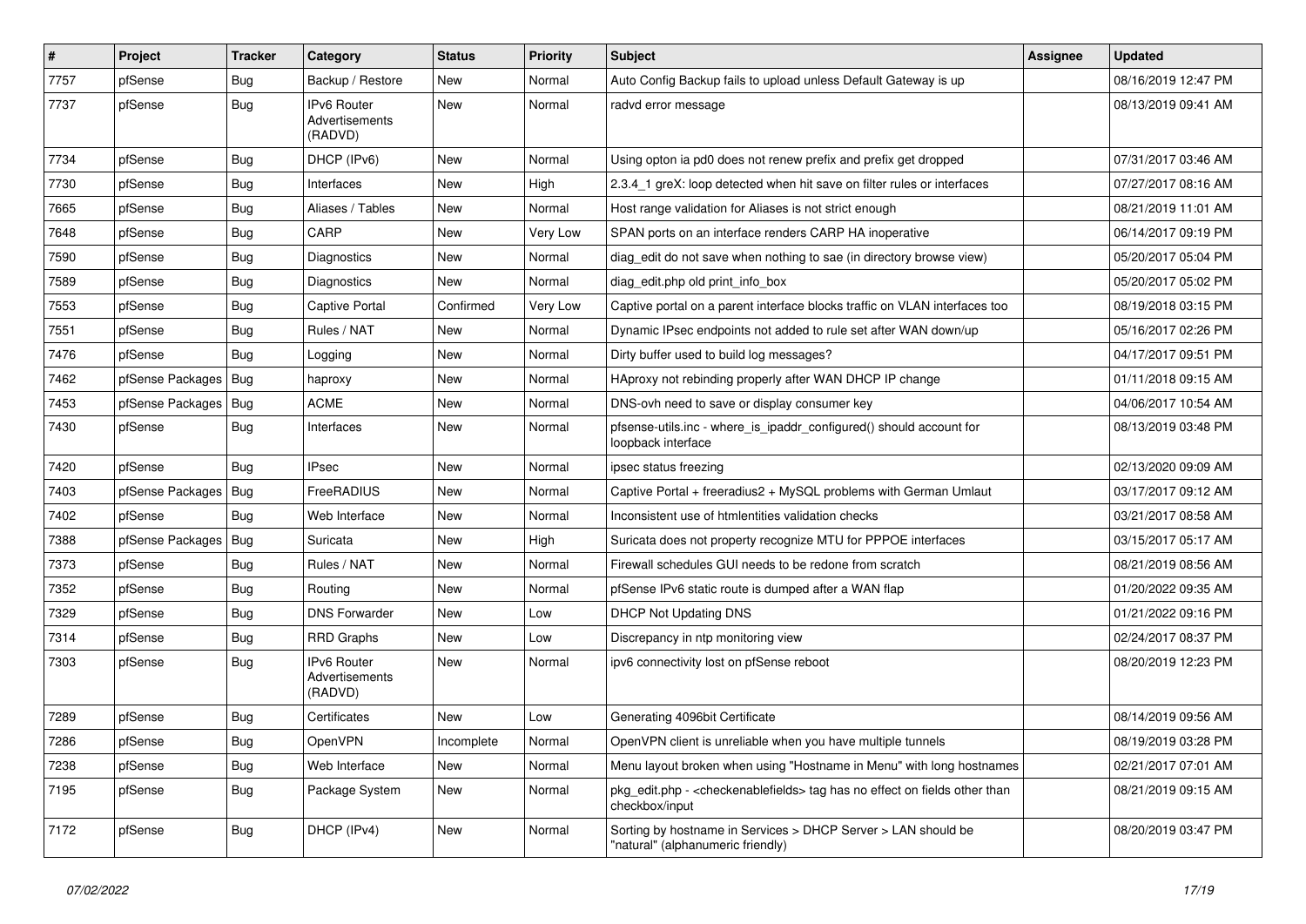| # | Project | Tracker | Category | Status | Priority | Subject | Assignee | Updated |
|---|---|---|---|---|---|---|---|---|
| 7757 | pfSense | Bug | Backup / Restore | New | Normal | Auto Config Backup fails to upload unless Default Gateway is up | | 08/16/2019 12:47 PM |
| 7737 | pfSense | Bug | IPv6 Router Advertisements (RADVD) | New | Normal | radvd error message | | 08/13/2019 09:41 AM |
| 7734 | pfSense | Bug | DHCP (IPv6) | New | Normal | Using opton ia pd0 does not renew prefix and prefix get dropped | | 07/31/2017 03:46 AM |
| 7730 | pfSense | Bug | Interfaces | New | High | 2.3.4_1 greX: loop detected when hit save on filter rules or interfaces | | 07/27/2017 08:16 AM |
| 7665 | pfSense | Bug | Aliases / Tables | New | Normal | Host range validation for Aliases is not strict enough | | 08/21/2019 11:01 AM |
| 7648 | pfSense | Bug | CARP | New | Very Low | SPAN ports on an interface renders CARP HA inoperative | | 06/14/2017 09:19 PM |
| 7590 | pfSense | Bug | Diagnostics | New | Normal | diag_edit do not save when nothing to sae (in directory browse view) | | 05/20/2017 05:04 PM |
| 7589 | pfSense | Bug | Diagnostics | New | Normal | diag_edit.php old print_info_box | | 05/20/2017 05:02 PM |
| 7553 | pfSense | Bug | Captive Portal | Confirmed | Very Low | Captive portal on a parent interface blocks traffic on VLAN interfaces too | | 08/19/2018 03:15 PM |
| 7551 | pfSense | Bug | Rules / NAT | New | Normal | Dynamic IPsec endpoints not added to rule set after WAN down/up | | 05/16/2017 02:26 PM |
| 7476 | pfSense | Bug | Logging | New | Normal | Dirty buffer used to build log messages? | | 04/17/2017 09:51 PM |
| 7462 | pfSense Packages | Bug | haproxy | New | Normal | HAproxy not rebinding properly after WAN DHCP IP change | | 01/11/2018 09:15 AM |
| 7453 | pfSense Packages | Bug | ACME | New | Normal | DNS-ovh need to save or display consumer key | | 04/06/2017 10:54 AM |
| 7430 | pfSense | Bug | Interfaces | New | Normal | pfsense-utils.inc - where_is_ipaddr_configured() should account for loopback interface | | 08/13/2019 03:48 PM |
| 7420 | pfSense | Bug | IPsec | New | Normal | ipsec status freezing | | 02/13/2020 09:09 AM |
| 7403 | pfSense Packages | Bug | FreeRADIUS | New | Normal | Captive Portal + freeradius2 + MySQL problems with German Umlaut | | 03/17/2017 09:12 AM |
| 7402 | pfSense | Bug | Web Interface | New | Normal | Inconsistent use of htmlentities validation checks | | 03/21/2017 08:58 AM |
| 7388 | pfSense Packages | Bug | Suricata | New | High | Suricata does not property recognize MTU for PPPOE interfaces | | 03/15/2017 05:17 AM |
| 7373 | pfSense | Bug | Rules / NAT | New | Normal | Firewall schedules GUI needs to be redone from scratch | | 08/21/2019 08:56 AM |
| 7352 | pfSense | Bug | Routing | New | Normal | pfSense IPv6 static route is dumped after a WAN flap | | 01/20/2022 09:35 AM |
| 7329 | pfSense | Bug | DNS Forwarder | New | Low | DHCP Not Updating DNS | | 01/21/2022 09:16 PM |
| 7314 | pfSense | Bug | RRD Graphs | New | Low | Discrepancy in ntp monitoring view | | 02/24/2017 08:37 PM |
| 7303 | pfSense | Bug | IPv6 Router Advertisements (RADVD) | New | Normal | ipv6 connectivity lost on pfSense reboot | | 08/20/2019 12:23 PM |
| 7289 | pfSense | Bug | Certificates | New | Low | Generating 4096bit Certificate | | 08/14/2019 09:56 AM |
| 7286 | pfSense | Bug | OpenVPN | Incomplete | Normal | OpenVPN client is unreliable when you have multiple tunnels | | 08/19/2019 03:28 PM |
| 7238 | pfSense | Bug | Web Interface | New | Normal | Menu layout broken when using "Hostname in Menu" with long hostnames | | 02/21/2017 07:01 AM |
| 7195 | pfSense | Bug | Package System | New | Normal | pkg_edit.php - <checkenablefields> tag has no effect on fields other than checkbox/input | | 08/21/2019 09:15 AM |
| 7172 | pfSense | Bug | DHCP (IPv4) | New | Normal | Sorting by hostname in Services > DHCP Server > LAN should be "natural" (alphanumeric friendly) | | 08/20/2019 03:47 PM |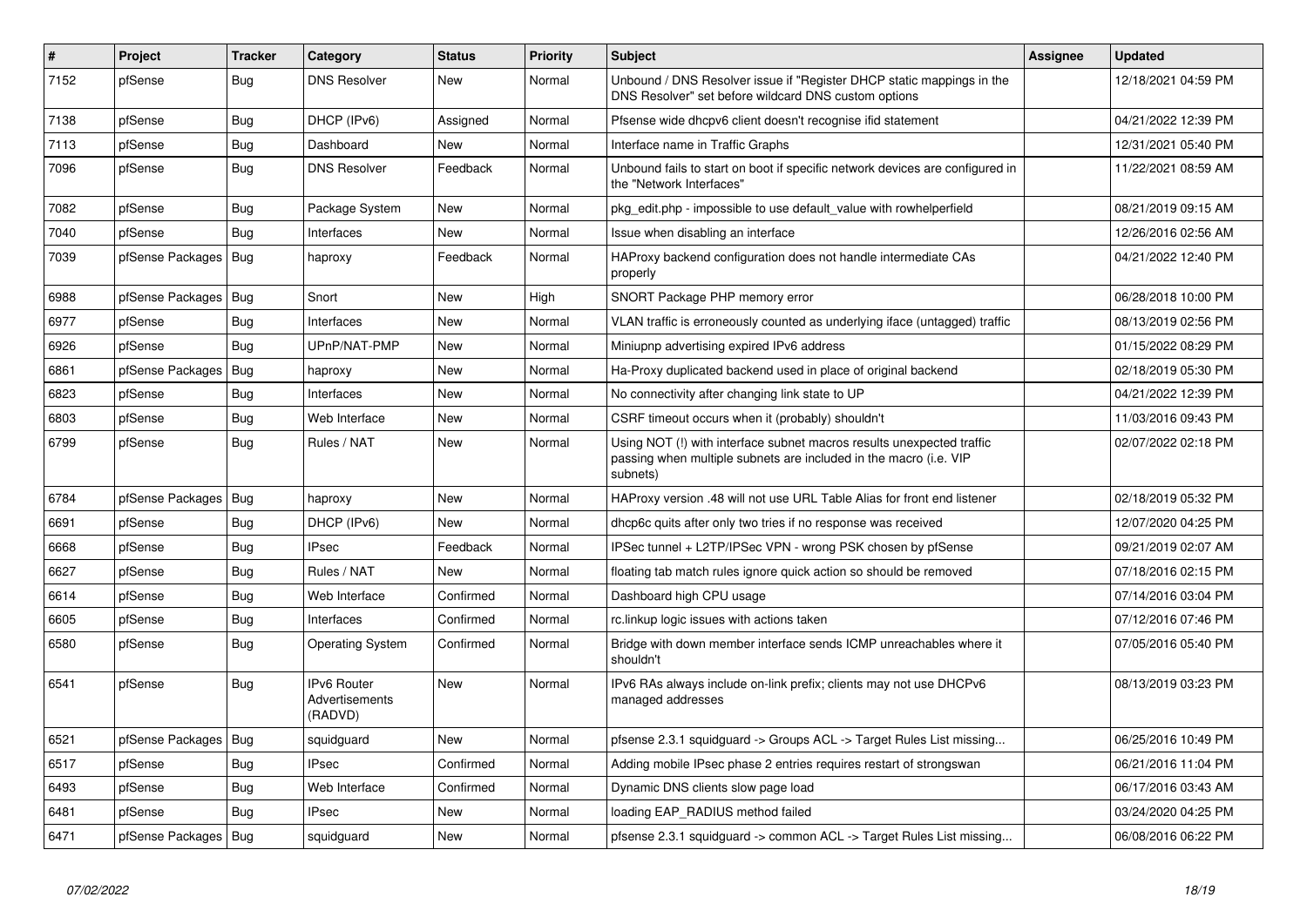| # | Project | Tracker | Category | Status | Priority | Subject | Assignee | Updated |
|---|---|---|---|---|---|---|---|---|
| 7152 | pfSense | Bug | DNS Resolver | New | Normal | Unbound / DNS Resolver issue if "Register DHCP static mappings in the DNS Resolver" set before wildcard DNS custom options | | 12/18/2021 04:59 PM |
| 7138 | pfSense | Bug | DHCP (IPv6) | Assigned | Normal | Pfsense wide dhcpv6 client doesn't recognise ifid statement | | 04/21/2022 12:39 PM |
| 7113 | pfSense | Bug | Dashboard | New | Normal | Interface name in Traffic Graphs | | 12/31/2021 05:40 PM |
| 7096 | pfSense | Bug | DNS Resolver | Feedback | Normal | Unbound fails to start on boot if specific network devices are configured in the "Network Interfaces" | | 11/22/2021 08:59 AM |
| 7082 | pfSense | Bug | Package System | New | Normal | pkg_edit.php - impossible to use default_value with rowhelperfield | | 08/21/2019 09:15 AM |
| 7040 | pfSense | Bug | Interfaces | New | Normal | Issue when disabling an interface | | 12/26/2016 02:56 AM |
| 7039 | pfSense Packages | Bug | haproxy | Feedback | Normal | HAProxy backend configuration does not handle intermediate CAs properly | | 04/21/2022 12:40 PM |
| 6988 | pfSense Packages | Bug | Snort | New | High | SNORT Package PHP memory error | | 06/28/2018 10:00 PM |
| 6977 | pfSense | Bug | Interfaces | New | Normal | VLAN traffic is erroneously counted as underlying iface (untagged) traffic | | 08/13/2019 02:56 PM |
| 6926 | pfSense | Bug | UPnP/NAT-PMP | New | Normal | Miniupnp advertising expired IPv6 address | | 01/15/2022 08:29 PM |
| 6861 | pfSense Packages | Bug | haproxy | New | Normal | Ha-Proxy duplicated backend used in place of original backend | | 02/18/2019 05:30 PM |
| 6823 | pfSense | Bug | Interfaces | New | Normal | No connectivity after changing link state to UP | | 04/21/2022 12:39 PM |
| 6803 | pfSense | Bug | Web Interface | New | Normal | CSRF timeout occurs when it (probably) shouldn't | | 11/03/2016 09:43 PM |
| 6799 | pfSense | Bug | Rules / NAT | New | Normal | Using NOT (!) with interface subnet macros results unexpected traffic passing when multiple subnets are included in the macro (i.e. VIP subnets) | | 02/07/2022 02:18 PM |
| 6784 | pfSense Packages | Bug | haproxy | New | Normal | HAProxy version .48 will not use URL Table Alias for front end listener | | 02/18/2019 05:32 PM |
| 6691 | pfSense | Bug | DHCP (IPv6) | New | Normal | dhcp6c quits after only two tries if no response was received | | 12/07/2020 04:25 PM |
| 6668 | pfSense | Bug | IPsec | Feedback | Normal | IPSec tunnel + L2TP/IPSec VPN - wrong PSK chosen by pfSense | | 09/21/2019 02:07 AM |
| 6627 | pfSense | Bug | Rules / NAT | New | Normal | floating tab match rules ignore quick action so should be removed | | 07/18/2016 02:15 PM |
| 6614 | pfSense | Bug | Web Interface | Confirmed | Normal | Dashboard high CPU usage | | 07/14/2016 03:04 PM |
| 6605 | pfSense | Bug | Interfaces | Confirmed | Normal | rc.linkup logic issues with actions taken | | 07/12/2016 07:46 PM |
| 6580 | pfSense | Bug | Operating System | Confirmed | Normal | Bridge with down member interface sends ICMP unreachables where it shouldn't | | 07/05/2016 05:40 PM |
| 6541 | pfSense | Bug | IPv6 Router Advertisements (RADVD) | New | Normal | IPv6 RAs always include on-link prefix; clients may not use DHCPv6 managed addresses | | 08/13/2019 03:23 PM |
| 6521 | pfSense Packages | Bug | squidguard | New | Normal | pfsense 2.3.1 squidguard -> Groups ACL -> Target Rules List missing... | | 06/25/2016 10:49 PM |
| 6517 | pfSense | Bug | IPsec | Confirmed | Normal | Adding mobile IPsec phase 2 entries requires restart of strongswan | | 06/21/2016 11:04 PM |
| 6493 | pfSense | Bug | Web Interface | Confirmed | Normal | Dynamic DNS clients slow page load | | 06/17/2016 03:43 AM |
| 6481 | pfSense | Bug | IPsec | New | Normal | loading EAP_RADIUS method failed | | 03/24/2020 04:25 PM |
| 6471 | pfSense Packages | Bug | squidguard | New | Normal | pfsense 2.3.1 squidguard -> common ACL -> Target Rules List missing... | | 06/08/2016 06:22 PM |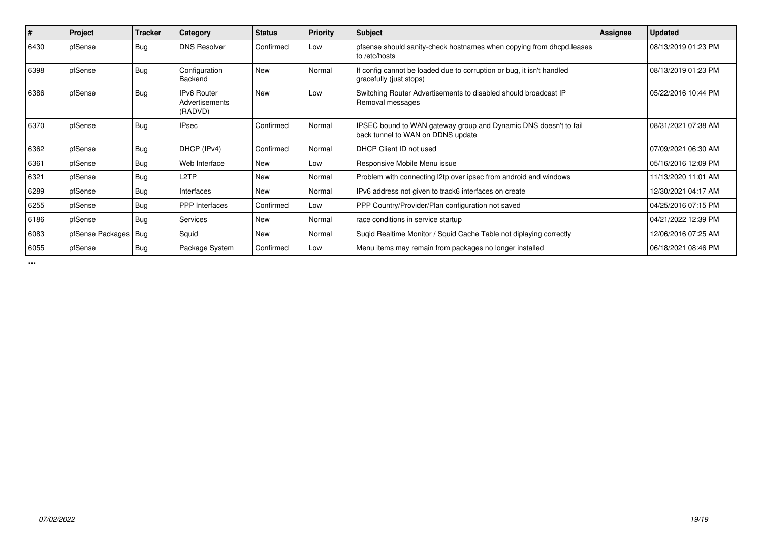| # | Project | Tracker | Category | Status | Priority | Subject | Assignee | Updated |
|---|---|---|---|---|---|---|---|---|
| 6430 | pfSense | Bug | DNS Resolver | Confirmed | Low | pfsense should sanity-check hostnames when copying from dhcpd.leases to /etc/hosts | | 08/13/2019 01:23 PM |
| 6398 | pfSense | Bug | Configuration Backend | New | Normal | If config cannot be loaded due to corruption or bug, it isn't handled gracefully (just stops) | | 08/13/2019 01:23 PM |
| 6386 | pfSense | Bug | IPv6 Router Advertisements (RADVD) | New | Low | Switching Router Advertisements to disabled should broadcast IP Removal messages | | 05/22/2016 10:44 PM |
| 6370 | pfSense | Bug | IPsec | Confirmed | Normal | IPSEC bound to WAN gateway group and Dynamic DNS doesn't to fail back tunnel to WAN on DDNS update | | 08/31/2021 07:38 AM |
| 6362 | pfSense | Bug | DHCP (IPv4) | Confirmed | Normal | DHCP Client ID not used | | 07/09/2021 06:30 AM |
| 6361 | pfSense | Bug | Web Interface | New | Low | Responsive Mobile Menu issue | | 05/16/2016 12:09 PM |
| 6321 | pfSense | Bug | L2TP | New | Normal | Problem with connecting l2tp over ipsec from android and windows | | 11/13/2020 11:01 AM |
| 6289 | pfSense | Bug | Interfaces | New | Normal | IPv6 address not given to track6 interfaces on create | | 12/30/2021 04:17 AM |
| 6255 | pfSense | Bug | PPP Interfaces | Confirmed | Low | PPP Country/Provider/Plan configuration not saved | | 04/25/2016 07:15 PM |
| 6186 | pfSense | Bug | Services | New | Normal | race conditions in service startup | | 04/21/2022 12:39 PM |
| 6083 | pfSense Packages | Bug | Squid | New | Normal | Suqid Realtime Monitor / Squid Cache Table not diplaying correctly | | 12/06/2016 07:25 AM |
| 6055 | pfSense | Bug | Package System | Confirmed | Low | Menu items may remain from packages no longer installed | | 06/18/2021 08:46 PM |

...